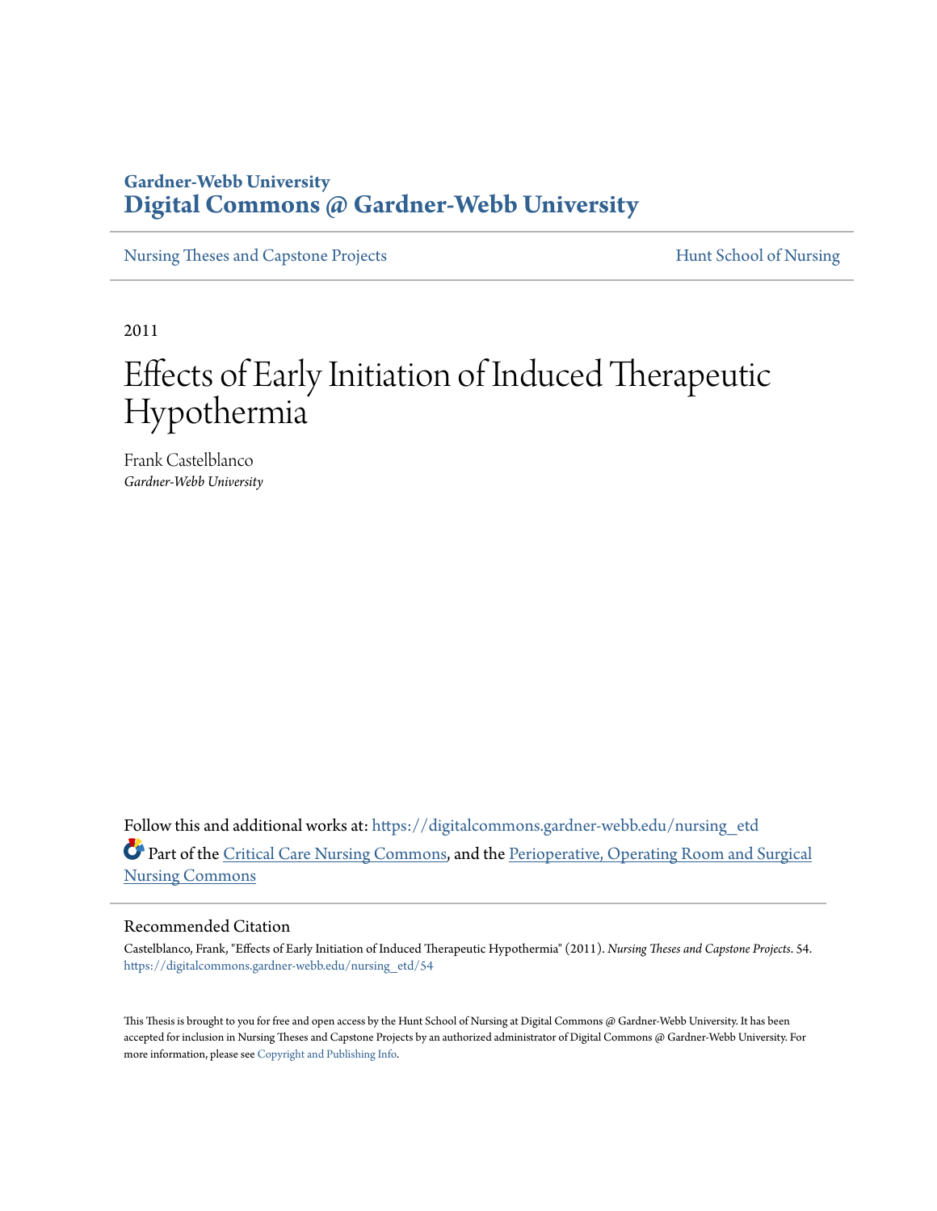Gardner-Webb University

# Digital Commons @ Gardner-Webb University

Nursing Theses and Capstone Projects | Hunt School of Nursing

2011

# Effects of Early Initiation of Induced Therapeutic Hypothermia

Frank Castelblanco

*Gardner-Webb University*

Follow this and additional works at: https://digitalcommons.gardner-webb.edu/nursing_etd

Part of the Critical Care Nursing Commons, and the Perioperative, Operating Room and Surgical Nursing Commons

## Recommended Citation

Castelblanco, Frank, "Effects of Early Initiation of Induced Therapeutic Hypothermia" (2011). *Nursing Theses and Capstone Projects*. 54.
https://digitalcommons.gardner-webb.edu/nursing_etd/54

This Thesis is brought to you for free and open access by the Hunt School of Nursing at Digital Commons @ Gardner-Webb University. It has been accepted for inclusion in Nursing Theses and Capstone Projects by an authorized administrator of Digital Commons @ Gardner-Webb University. For more information, please see Copyright and Publishing Info.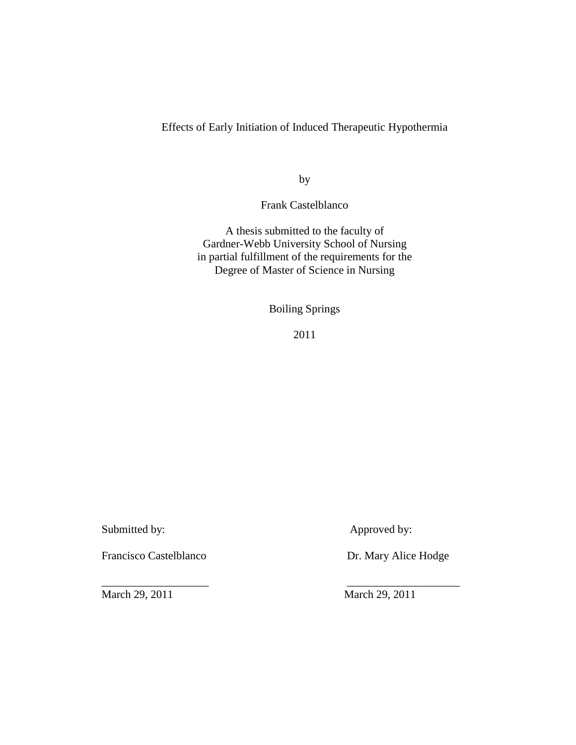Effects of Early Initiation of Induced Therapeutic Hypothermia

by

Frank Castelblanco

A thesis submitted to the faculty of
Gardner-Webb University School of Nursing
in partial fulfillment of the requirements for the
Degree of Master of Science in Nursing

Boiling Springs

2011

| Submitted by: | Approved by: |
|---|---|
| Francisco Castelblanco | Dr. Mary Alice Hodge |
| ___________________ | ____________________ |
| March 29, 2011 | March 29, 2011 |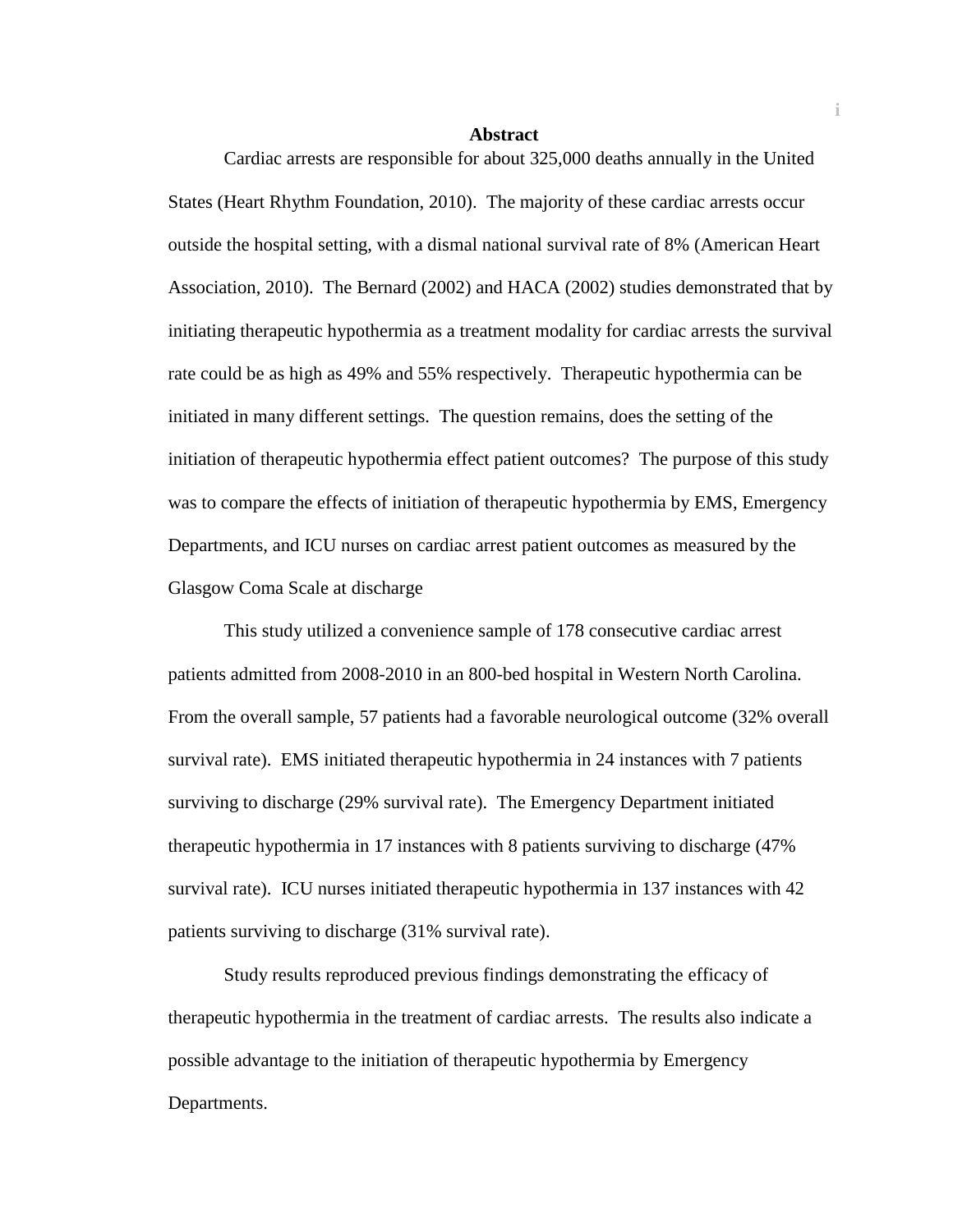# Abstract

Cardiac arrests are responsible for about 325,000 deaths annually in the United States (Heart Rhythm Foundation, 2010). The majority of these cardiac arrests occur outside the hospital setting, with a dismal national survival rate of 8% (American Heart Association, 2010). The Bernard (2002) and HACA (2002) studies demonstrated that by initiating therapeutic hypothermia as a treatment modality for cardiac arrests the survival rate could be as high as 49% and 55% respectively. Therapeutic hypothermia can be initiated in many different settings. The question remains, does the setting of the initiation of therapeutic hypothermia effect patient outcomes? The purpose of this study was to compare the effects of initiation of therapeutic hypothermia by EMS, Emergency Departments, and ICU nurses on cardiac arrest patient outcomes as measured by the Glasgow Coma Scale at discharge

This study utilized a convenience sample of 178 consecutive cardiac arrest patients admitted from 2008-2010 in an 800-bed hospital in Western North Carolina. From the overall sample, 57 patients had a favorable neurological outcome (32% overall survival rate). EMS initiated therapeutic hypothermia in 24 instances with 7 patients surviving to discharge (29% survival rate). The Emergency Department initiated therapeutic hypothermia in 17 instances with 8 patients surviving to discharge (47% survival rate). ICU nurses initiated therapeutic hypothermia in 137 instances with 42 patients surviving to discharge (31% survival rate).

Study results reproduced previous findings demonstrating the efficacy of therapeutic hypothermia in the treatment of cardiac arrests. The results also indicate a possible advantage to the initiation of therapeutic hypothermia by Emergency Departments.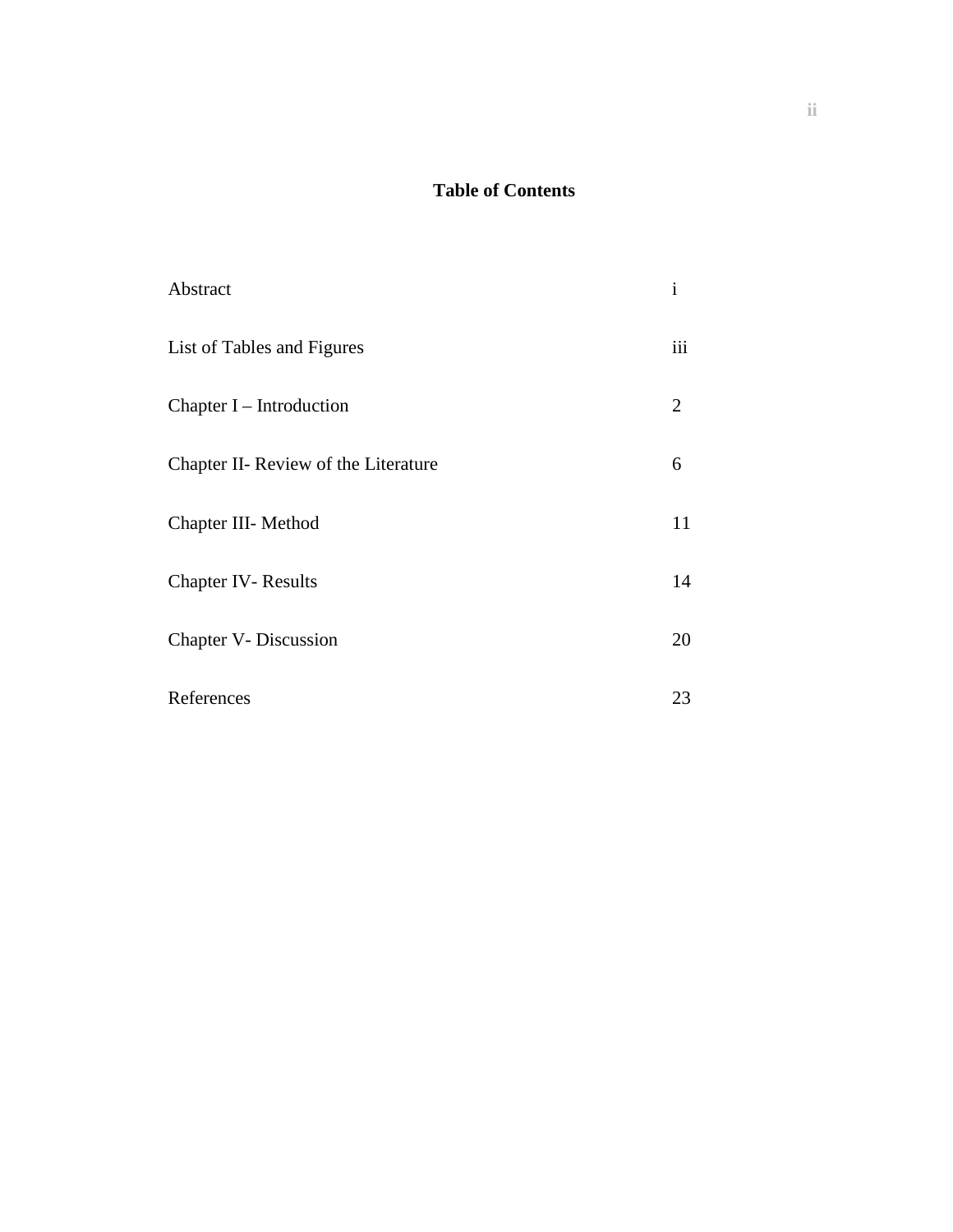# Table of Contents

| | |
|---|---|
| Abstract | i |
| List of Tables and Figures | iii |
| Chapter I – Introduction | 2 |
| Chapter II- Review of the Literature | 6 |
| Chapter III- Method | 11 |
| Chapter IV- Results | 14 |
| Chapter V- Discussion | 20 |
| References | 23 |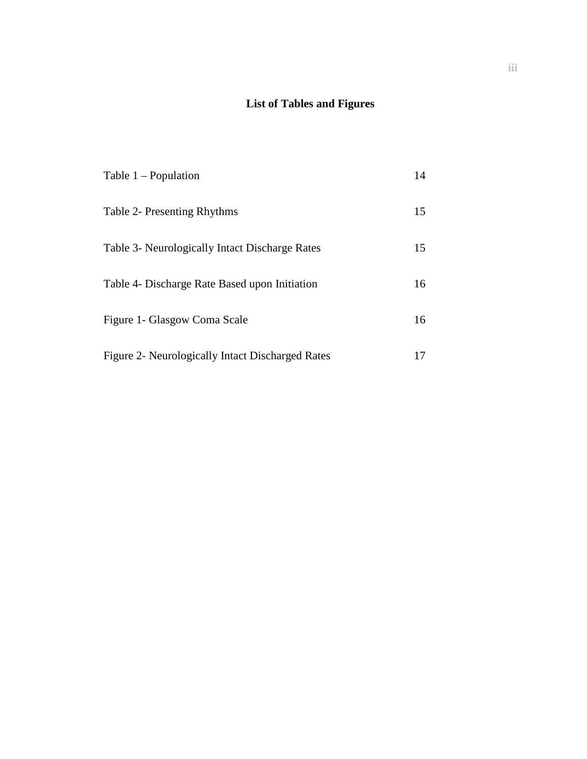# List of Tables and Figures

| | |
|---|---|
| Table 1 – Population | 14 |
| Table 2- Presenting Rhythms | 15 |
| Table 3- Neurologically Intact Discharge Rates | 15 |
| Table 4- Discharge Rate Based upon Initiation | 16 |
| Figure 1- Glasgow Coma Scale | 16 |
| Figure 2- Neurologically Intact Discharged Rates | 17 |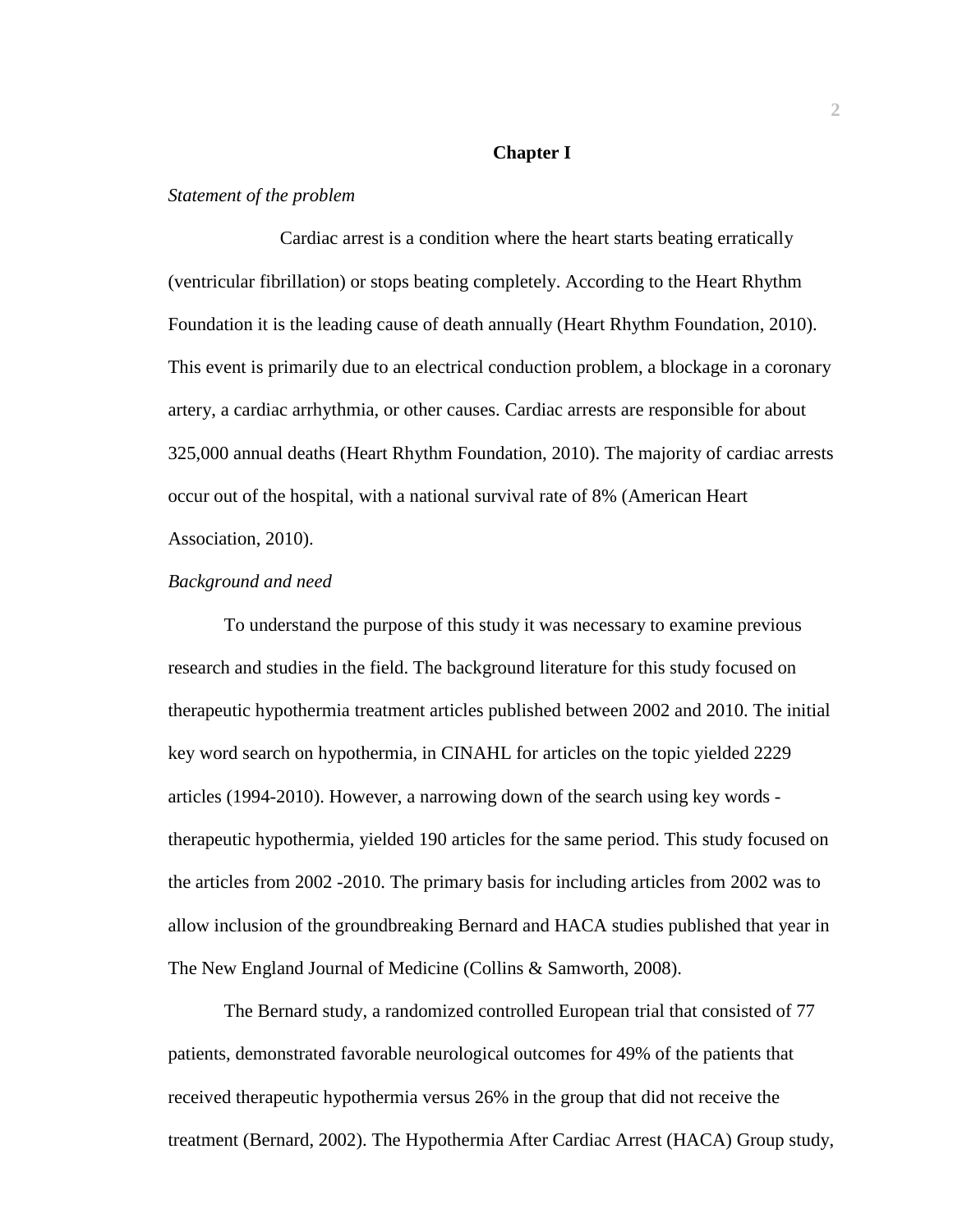# Chapter I

*Statement of the problem*

Cardiac arrest is a condition where the heart starts beating erratically (ventricular fibrillation) or stops beating completely. According to the Heart Rhythm Foundation it is the leading cause of death annually (Heart Rhythm Foundation, 2010). This event is primarily due to an electrical conduction problem, a blockage in a coronary artery, a cardiac arrhythmia, or other causes. Cardiac arrests are responsible for about 325,000 annual deaths (Heart Rhythm Foundation, 2010). The majority of cardiac arrests occur out of the hospital, with a national survival rate of 8% (American Heart Association, 2010).

*Background and need*

To understand the purpose of this study it was necessary to examine previous research and studies in the field. The background literature for this study focused on therapeutic hypothermia treatment articles published between 2002 and 2010. The initial key word search on hypothermia, in CINAHL for articles on the topic yielded 2229 articles (1994-2010). However, a narrowing down of the search using key words - therapeutic hypothermia, yielded 190 articles for the same period. This study focused on the articles from 2002 -2010. The primary basis for including articles from 2002 was to allow inclusion of the groundbreaking Bernard and HACA studies published that year in The New England Journal of Medicine (Collins & Samworth, 2008).

The Bernard study, a randomized controlled European trial that consisted of 77 patients, demonstrated favorable neurological outcomes for 49% of the patients that received therapeutic hypothermia versus 26% in the group that did not receive the treatment (Bernard, 2002). The Hypothermia After Cardiac Arrest (HACA) Group study,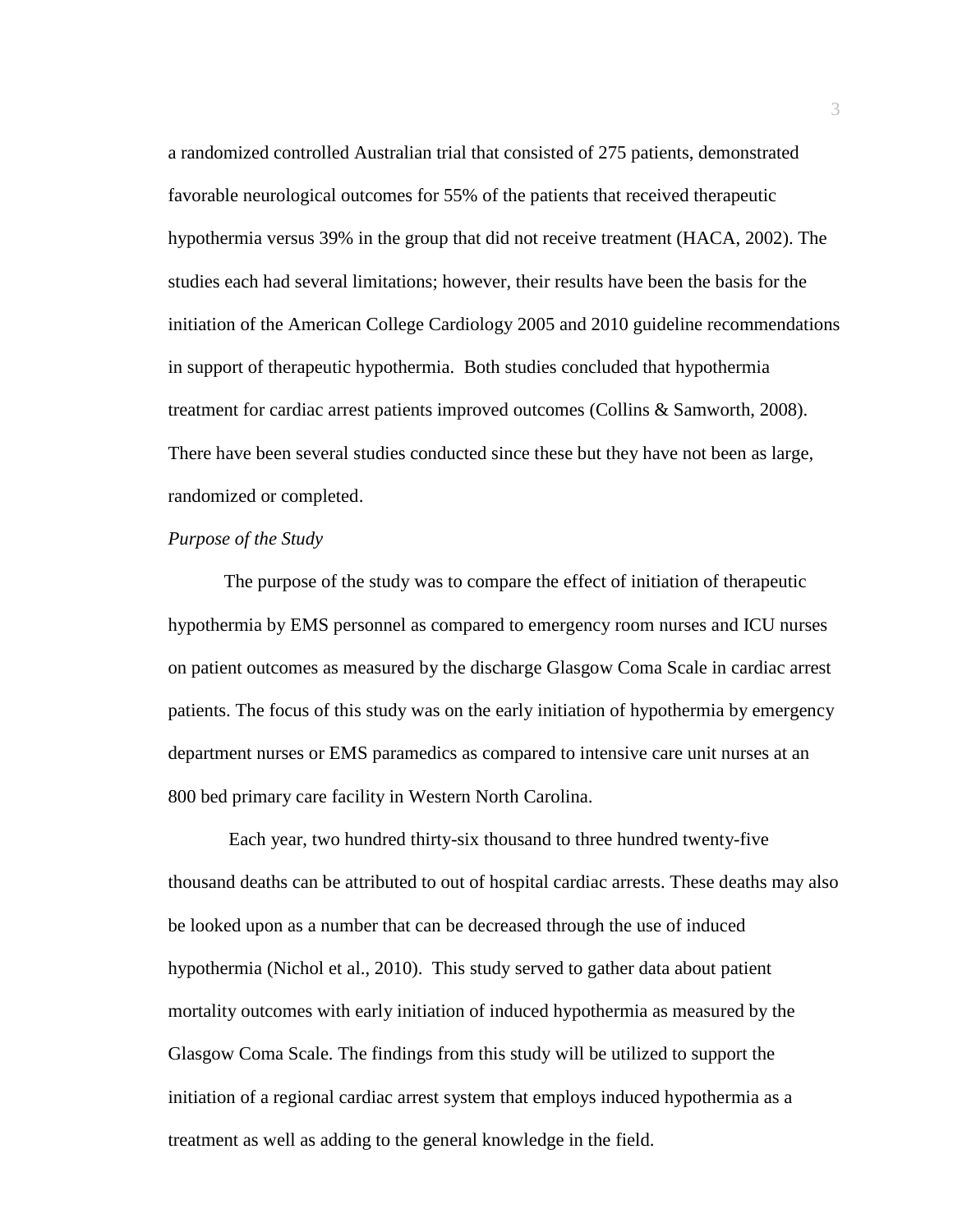a randomized controlled Australian trial that consisted of 275 patients, demonstrated favorable neurological outcomes for 55% of the patients that received therapeutic hypothermia versus 39% in the group that did not receive treatment (HACA, 2002). The studies each had several limitations; however, their results have been the basis for the initiation of the American College Cardiology 2005 and 2010 guideline recommendations in support of therapeutic hypothermia. Both studies concluded that hypothermia treatment for cardiac arrest patients improved outcomes (Collins & Samworth, 2008). There have been several studies conducted since these but they have not been as large, randomized or completed.

*Purpose of the Study*

The purpose of the study was to compare the effect of initiation of therapeutic hypothermia by EMS personnel as compared to emergency room nurses and ICU nurses on patient outcomes as measured by the discharge Glasgow Coma Scale in cardiac arrest patients. The focus of this study was on the early initiation of hypothermia by emergency department nurses or EMS paramedics as compared to intensive care unit nurses at an 800 bed primary care facility in Western North Carolina.

Each year, two hundred thirty-six thousand to three hundred twenty-five thousand deaths can be attributed to out of hospital cardiac arrests. These deaths may also be looked upon as a number that can be decreased through the use of induced hypothermia (Nichol et al., 2010). This study served to gather data about patient mortality outcomes with early initiation of induced hypothermia as measured by the Glasgow Coma Scale. The findings from this study will be utilized to support the initiation of a regional cardiac arrest system that employs induced hypothermia as a treatment as well as adding to the general knowledge in the field.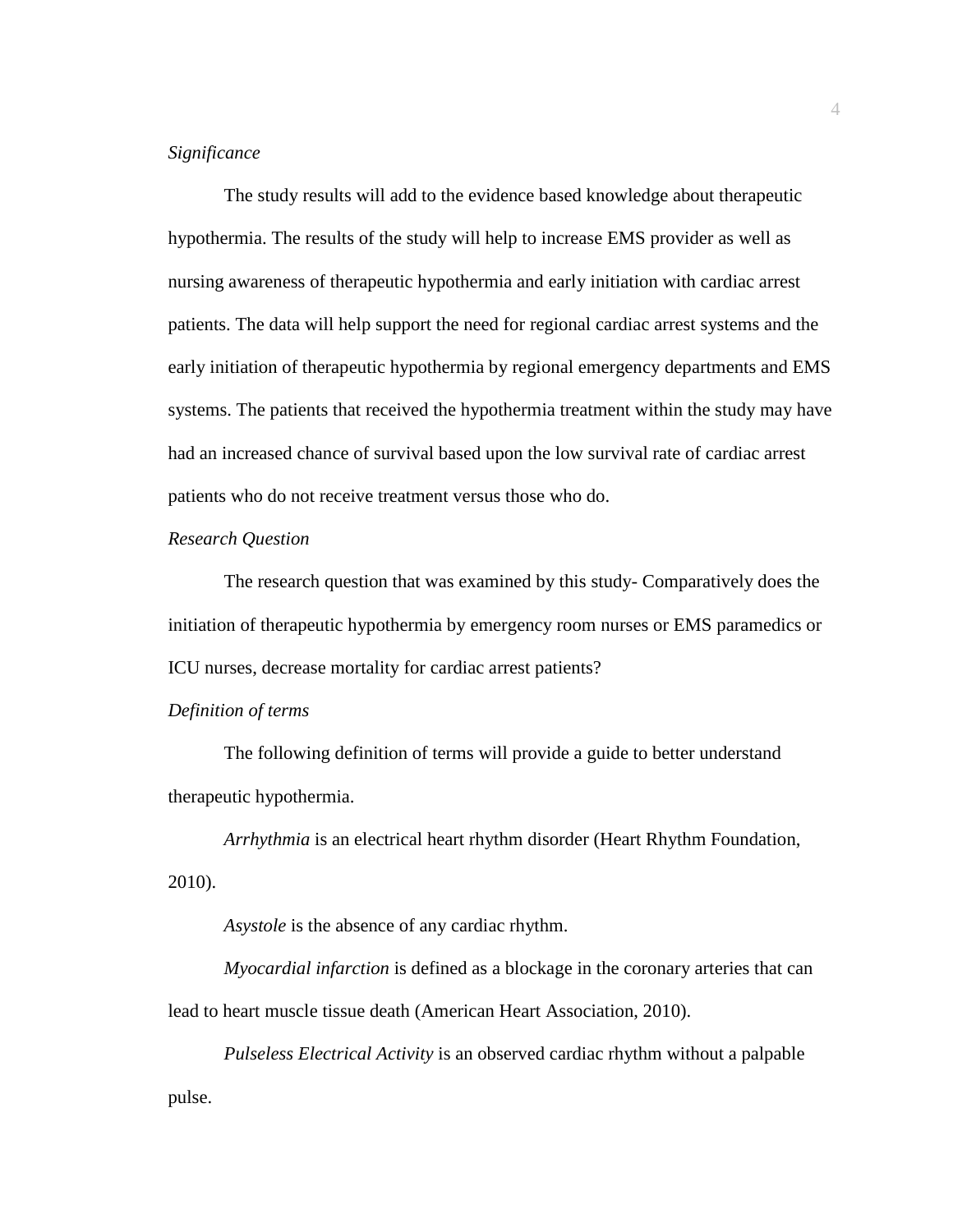*Significance*

The study results will add to the evidence based knowledge about therapeutic hypothermia. The results of the study will help to increase EMS provider as well as nursing awareness of therapeutic hypothermia and early initiation with cardiac arrest patients. The data will help support the need for regional cardiac arrest systems and the early initiation of therapeutic hypothermia by regional emergency departments and EMS systems. The patients that received the hypothermia treatment within the study may have had an increased chance of survival based upon the low survival rate of cardiac arrest patients who do not receive treatment versus those who do.

*Research Question*

The research question that was examined by this study- Comparatively does the initiation of therapeutic hypothermia by emergency room nurses or EMS paramedics or ICU nurses, decrease mortality for cardiac arrest patients?

*Definition of terms*

The following definition of terms will provide a guide to better understand therapeutic hypothermia.

*Arrhythmia* is an electrical heart rhythm disorder (Heart Rhythm Foundation, 2010).

*Asystole* is the absence of any cardiac rhythm.

*Myocardial infarction* is defined as a blockage in the coronary arteries that can lead to heart muscle tissue death (American Heart Association, 2010).

*Pulseless Electrical Activity* is an observed cardiac rhythm without a palpable pulse.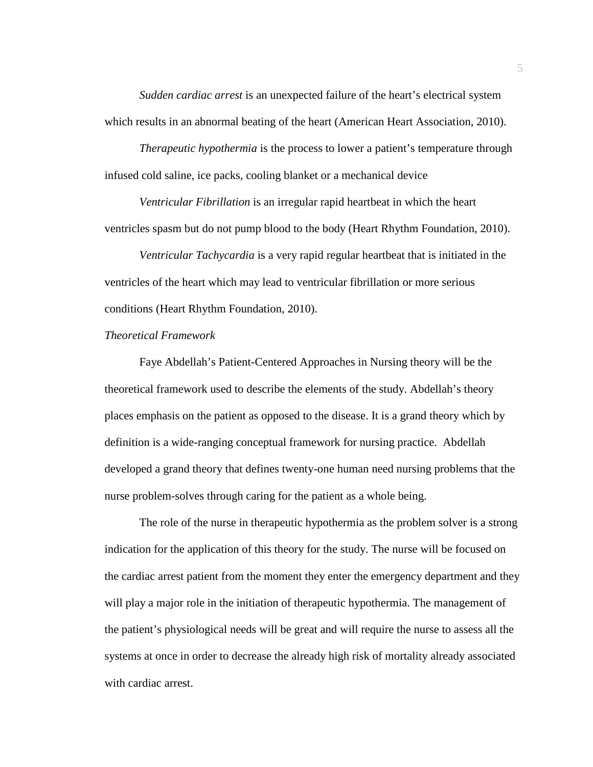*Sudden cardiac arrest* is an unexpected failure of the heart's electrical system which results in an abnormal beating of the heart (American Heart Association, 2010).

*Therapeutic hypothermia* is the process to lower a patient's temperature through infused cold saline, ice packs, cooling blanket or a mechanical device

*Ventricular Fibrillation* is an irregular rapid heartbeat in which the heart ventricles spasm but do not pump blood to the body (Heart Rhythm Foundation, 2010).

*Ventricular Tachycardia* is a very rapid regular heartbeat that is initiated in the ventricles of the heart which may lead to ventricular fibrillation or more serious conditions (Heart Rhythm Foundation, 2010).

*Theoretical Framework*

Faye Abdellah's Patient-Centered Approaches in Nursing theory will be the theoretical framework used to describe the elements of the study. Abdellah's theory places emphasis on the patient as opposed to the disease. It is a grand theory which by definition is a wide-ranging conceptual framework for nursing practice. Abdellah developed a grand theory that defines twenty-one human need nursing problems that the nurse problem-solves through caring for the patient as a whole being.

The role of the nurse in therapeutic hypothermia as the problem solver is a strong indication for the application of this theory for the study. The nurse will be focused on the cardiac arrest patient from the moment they enter the emergency department and they will play a major role in the initiation of therapeutic hypothermia. The management of the patient's physiological needs will be great and will require the nurse to assess all the systems at once in order to decrease the already high risk of mortality already associated with cardiac arrest.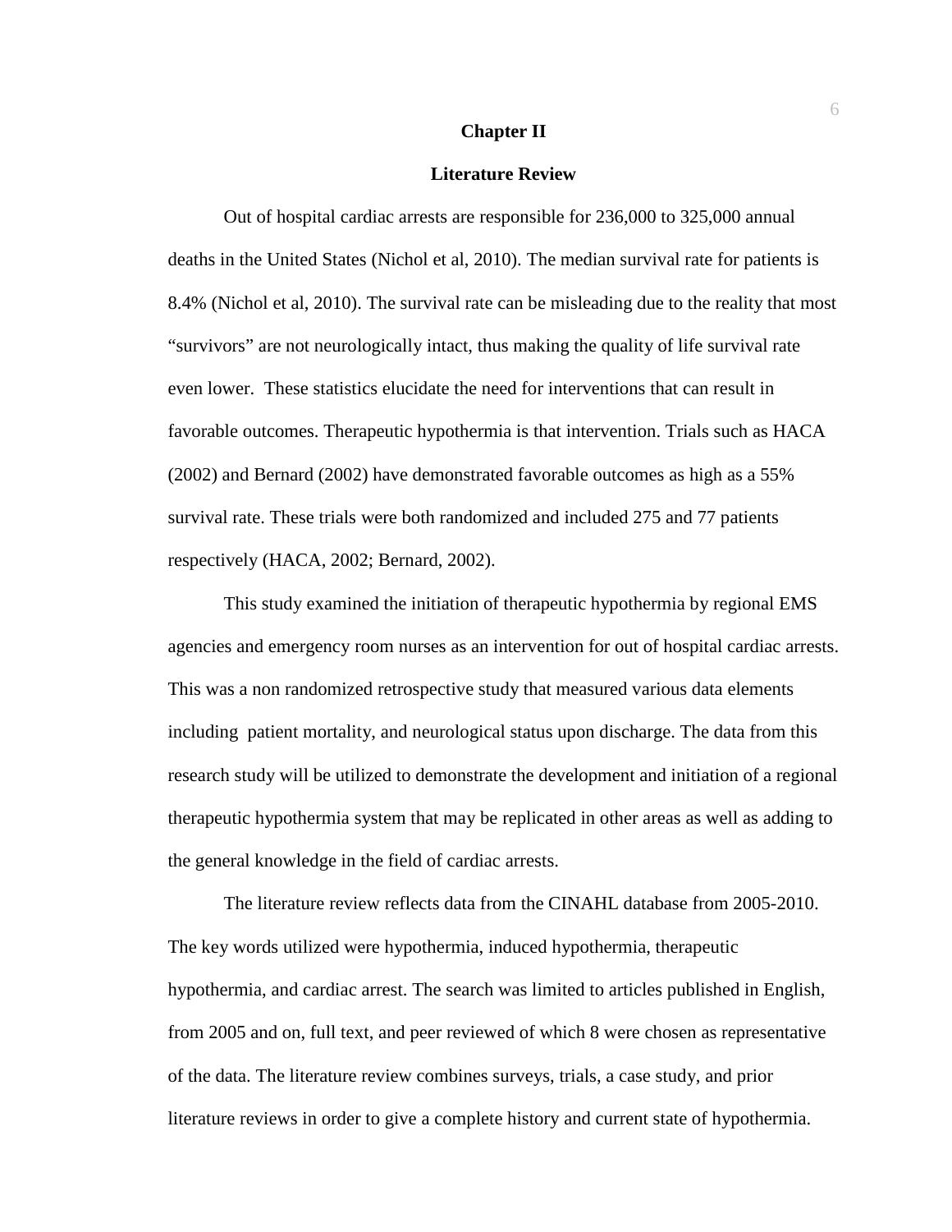# Chapter II

## Literature Review

Out of hospital cardiac arrests are responsible for 236,000 to 325,000 annual deaths in the United States (Nichol et al, 2010). The median survival rate for patients is 8.4% (Nichol et al, 2010). The survival rate can be misleading due to the reality that most "survivors" are not neurologically intact, thus making the quality of life survival rate even lower. These statistics elucidate the need for interventions that can result in favorable outcomes. Therapeutic hypothermia is that intervention. Trials such as HACA (2002) and Bernard (2002) have demonstrated favorable outcomes as high as a 55% survival rate. These trials were both randomized and included 275 and 77 patients respectively (HACA, 2002; Bernard, 2002).

This study examined the initiation of therapeutic hypothermia by regional EMS agencies and emergency room nurses as an intervention for out of hospital cardiac arrests. This was a non randomized retrospective study that measured various data elements including patient mortality, and neurological status upon discharge. The data from this research study will be utilized to demonstrate the development and initiation of a regional therapeutic hypothermia system that may be replicated in other areas as well as adding to the general knowledge in the field of cardiac arrests.

The literature review reflects data from the CINAHL database from 2005-2010. The key words utilized were hypothermia, induced hypothermia, therapeutic hypothermia, and cardiac arrest. The search was limited to articles published in English, from 2005 and on, full text, and peer reviewed of which 8 were chosen as representative of the data. The literature review combines surveys, trials, a case study, and prior literature reviews in order to give a complete history and current state of hypothermia.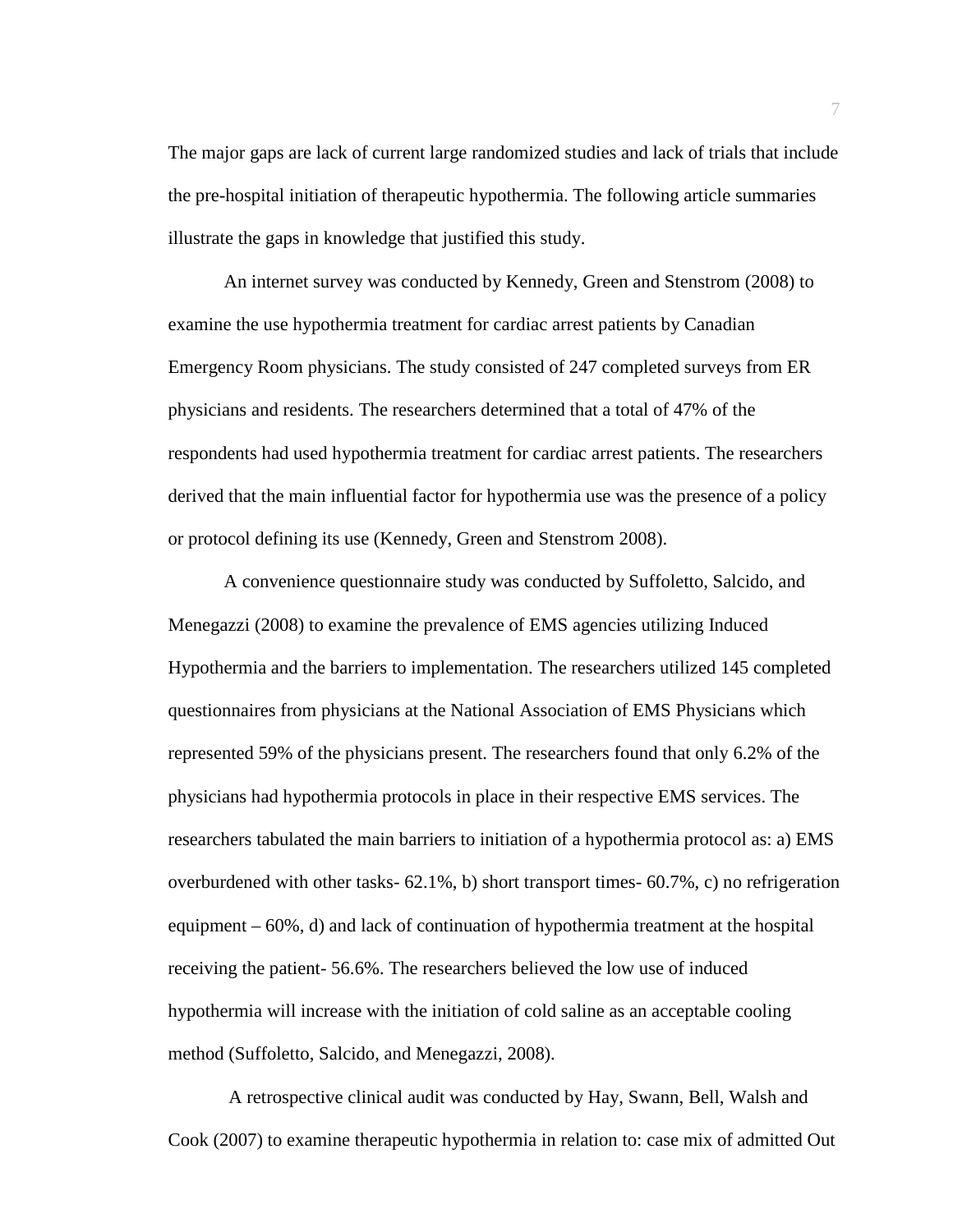The major gaps are lack of current large randomized studies and lack of trials that include the pre-hospital initiation of therapeutic hypothermia. The following article summaries illustrate the gaps in knowledge that justified this study.

An internet survey was conducted by Kennedy, Green and Stenstrom (2008) to examine the use hypothermia treatment for cardiac arrest patients by Canadian Emergency Room physicians. The study consisted of 247 completed surveys from ER physicians and residents. The researchers determined that a total of 47% of the respondents had used hypothermia treatment for cardiac arrest patients. The researchers derived that the main influential factor for hypothermia use was the presence of a policy or protocol defining its use (Kennedy, Green and Stenstrom 2008).

A convenience questionnaire study was conducted by Suffoletto, Salcido, and Menegazzi (2008) to examine the prevalence of EMS agencies utilizing Induced Hypothermia and the barriers to implementation. The researchers utilized 145 completed questionnaires from physicians at the National Association of EMS Physicians which represented 59% of the physicians present. The researchers found that only 6.2% of the physicians had hypothermia protocols in place in their respective EMS services. The researchers tabulated the main barriers to initiation of a hypothermia protocol as: a) EMS overburdened with other tasks- 62.1%, b) short transport times- 60.7%, c) no refrigeration equipment – 60%, d) and lack of continuation of hypothermia treatment at the hospital receiving the patient- 56.6%. The researchers believed the low use of induced hypothermia will increase with the initiation of cold saline as an acceptable cooling method (Suffoletto, Salcido, and Menegazzi, 2008).

A retrospective clinical audit was conducted by Hay, Swann, Bell, Walsh and Cook (2007) to examine therapeutic hypothermia in relation to: case mix of admitted Out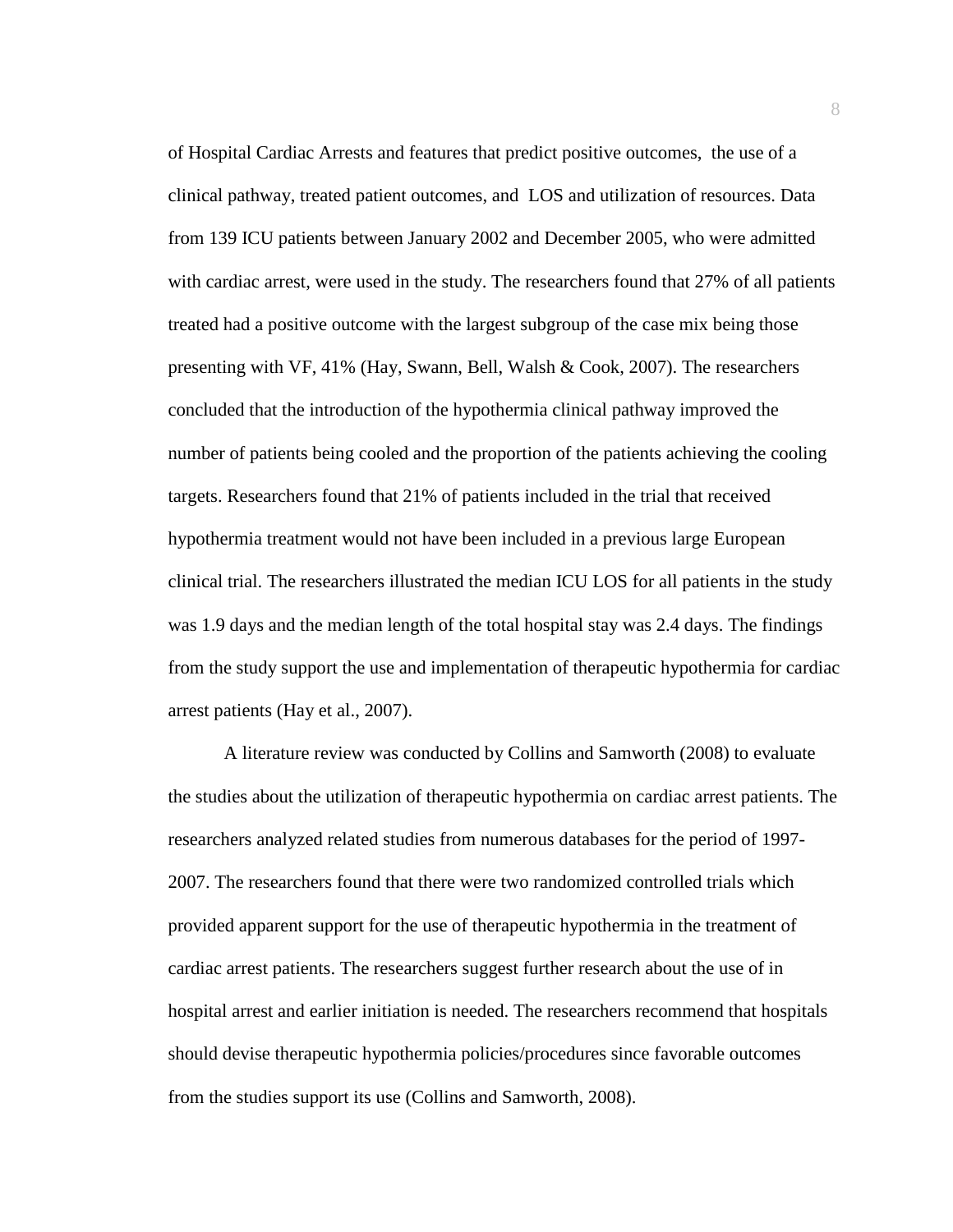of Hospital Cardiac Arrests and features that predict positive outcomes, the use of a clinical pathway, treated patient outcomes, and LOS and utilization of resources. Data from 139 ICU patients between January 2002 and December 2005, who were admitted with cardiac arrest, were used in the study. The researchers found that 27% of all patients treated had a positive outcome with the largest subgroup of the case mix being those presenting with VF, 41% (Hay, Swann, Bell, Walsh & Cook, 2007). The researchers concluded that the introduction of the hypothermia clinical pathway improved the number of patients being cooled and the proportion of the patients achieving the cooling targets. Researchers found that 21% of patients included in the trial that received hypothermia treatment would not have been included in a previous large European clinical trial. The researchers illustrated the median ICU LOS for all patients in the study was 1.9 days and the median length of the total hospital stay was 2.4 days. The findings from the study support the use and implementation of therapeutic hypothermia for cardiac arrest patients (Hay et al., 2007).

A literature review was conducted by Collins and Samworth (2008) to evaluate the studies about the utilization of therapeutic hypothermia on cardiac arrest patients. The researchers analyzed related studies from numerous databases for the period of 1997-2007. The researchers found that there were two randomized controlled trials which provided apparent support for the use of therapeutic hypothermia in the treatment of cardiac arrest patients. The researchers suggest further research about the use of in hospital arrest and earlier initiation is needed. The researchers recommend that hospitals should devise therapeutic hypothermia policies/procedures since favorable outcomes from the studies support its use (Collins and Samworth, 2008).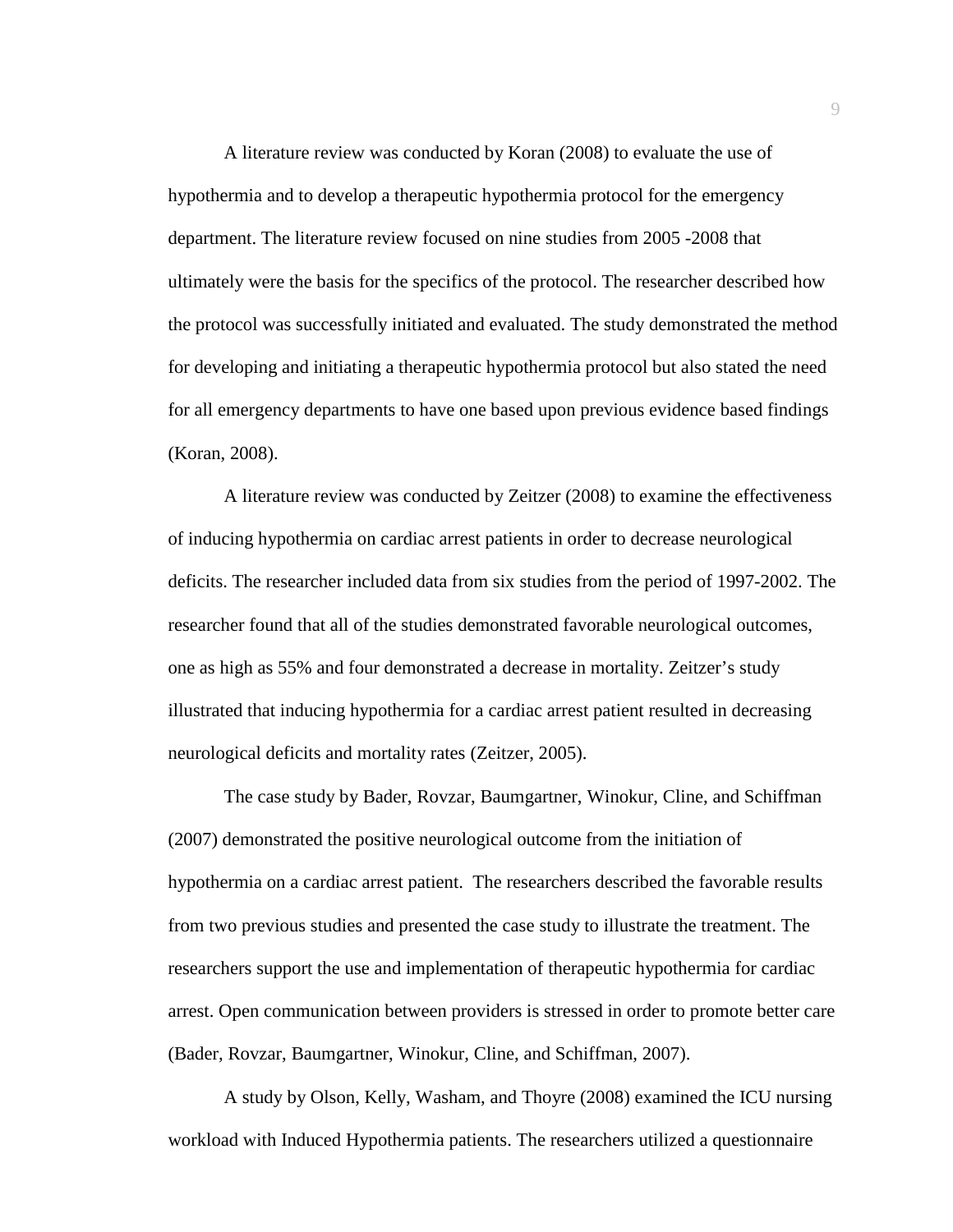A literature review was conducted by Koran (2008) to evaluate the use of hypothermia and to develop a therapeutic hypothermia protocol for the emergency department. The literature review focused on nine studies from 2005 -2008 that ultimately were the basis for the specifics of the protocol. The researcher described how the protocol was successfully initiated and evaluated. The study demonstrated the method for developing and initiating a therapeutic hypothermia protocol but also stated the need for all emergency departments to have one based upon previous evidence based findings (Koran, 2008).

A literature review was conducted by Zeitzer (2008) to examine the effectiveness of inducing hypothermia on cardiac arrest patients in order to decrease neurological deficits. The researcher included data from six studies from the period of 1997-2002. The researcher found that all of the studies demonstrated favorable neurological outcomes, one as high as 55% and four demonstrated a decrease in mortality. Zeitzer's study illustrated that inducing hypothermia for a cardiac arrest patient resulted in decreasing neurological deficits and mortality rates (Zeitzer, 2005).

The case study by Bader, Rovzar, Baumgartner, Winokur, Cline, and Schiffman (2007) demonstrated the positive neurological outcome from the initiation of hypothermia on a cardiac arrest patient. The researchers described the favorable results from two previous studies and presented the case study to illustrate the treatment. The researchers support the use and implementation of therapeutic hypothermia for cardiac arrest. Open communication between providers is stressed in order to promote better care (Bader, Rovzar, Baumgartner, Winokur, Cline, and Schiffman, 2007).

A study by Olson, Kelly, Washam, and Thoyre (2008) examined the ICU nursing workload with Induced Hypothermia patients. The researchers utilized a questionnaire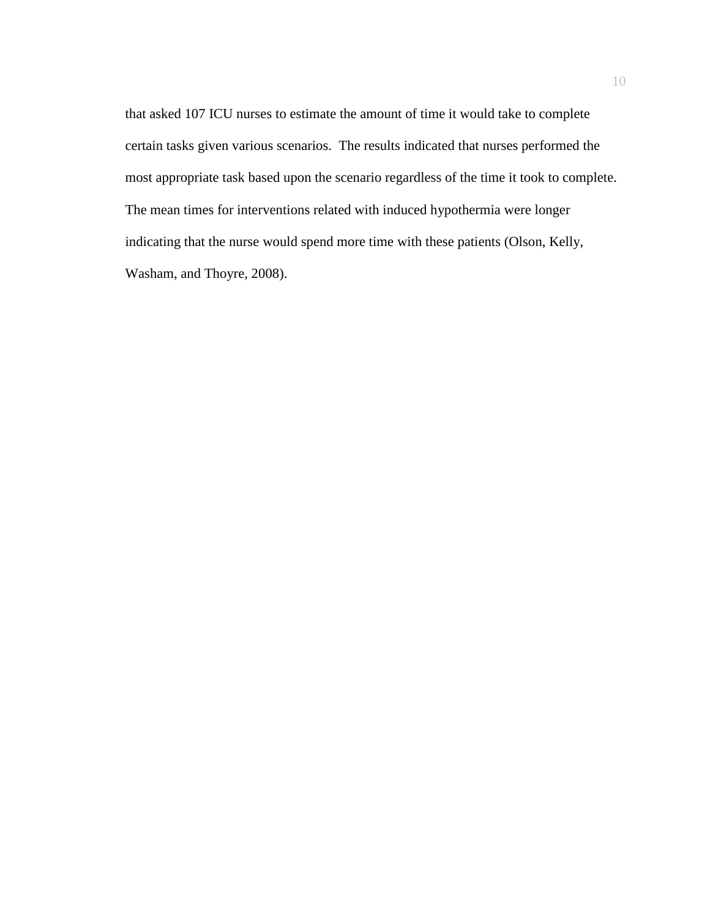that asked 107 ICU nurses to estimate the amount of time it would take to complete certain tasks given various scenarios.  The results indicated that nurses performed the most appropriate task based upon the scenario regardless of the time it took to complete. The mean times for interventions related with induced hypothermia were longer indicating that the nurse would spend more time with these patients (Olson, Kelly, Washam, and Thoyre, 2008).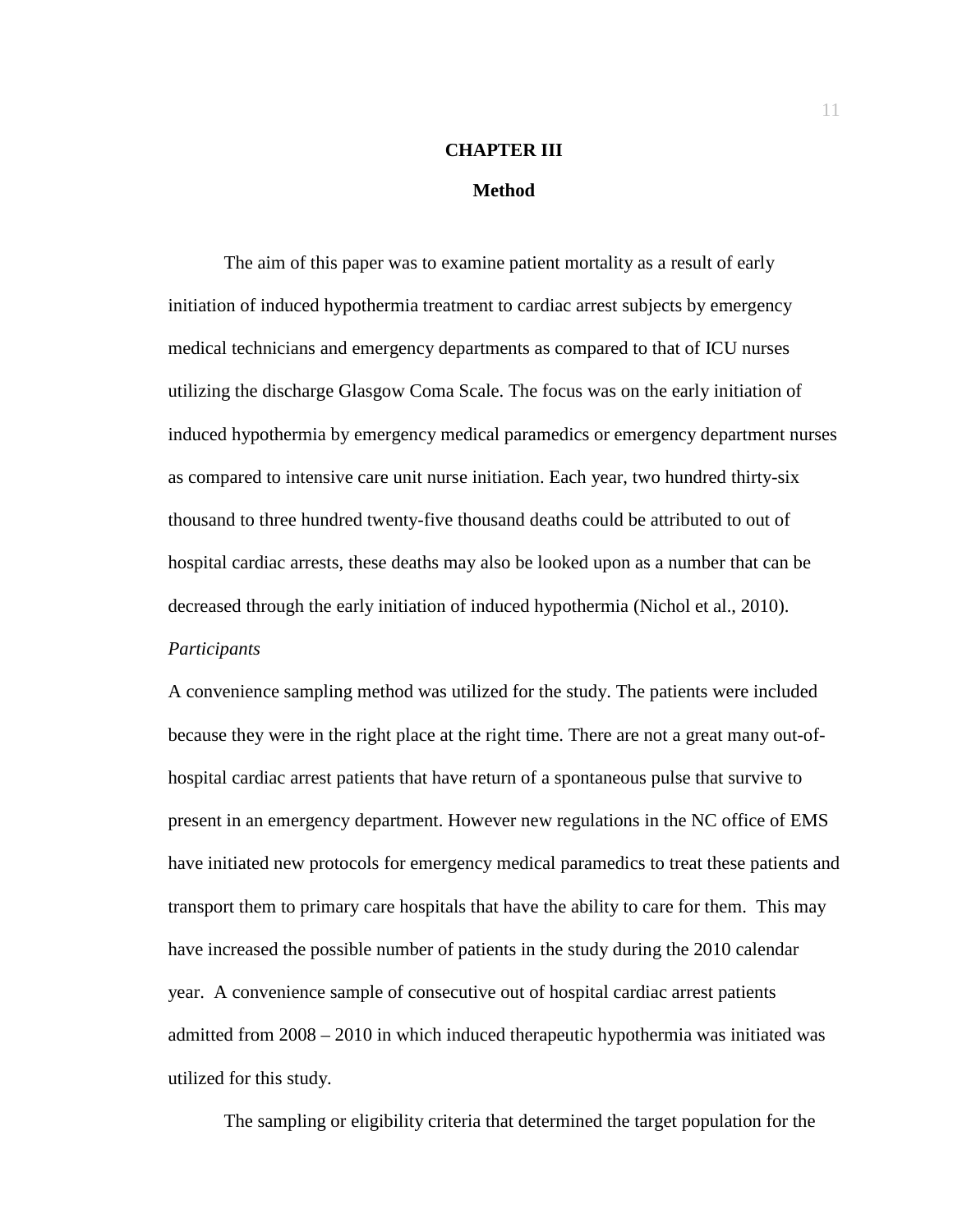# CHAPTER III

## Method

The aim of this paper was to examine patient mortality as a result of early initiation of induced hypothermia treatment to cardiac arrest subjects by emergency medical technicians and emergency departments as compared to that of ICU nurses utilizing the discharge Glasgow Coma Scale. The focus was on the early initiation of induced hypothermia by emergency medical paramedics or emergency department nurses as compared to intensive care unit nurse initiation. Each year, two hundred thirty-six thousand to three hundred twenty-five thousand deaths could be attributed to out of hospital cardiac arrests, these deaths may also be looked upon as a number that can be decreased through the early initiation of induced hypothermia (Nichol et al., 2010).

*Participants*

A convenience sampling method was utilized for the study. The patients were included because they were in the right place at the right time. There are not a great many out-of-hospital cardiac arrest patients that have return of a spontaneous pulse that survive to present in an emergency department. However new regulations in the NC office of EMS have initiated new protocols for emergency medical paramedics to treat these patients and transport them to primary care hospitals that have the ability to care for them. This may have increased the possible number of patients in the study during the 2010 calendar year. A convenience sample of consecutive out of hospital cardiac arrest patients admitted from 2008 – 2010 in which induced therapeutic hypothermia was initiated was utilized for this study.

The sampling or eligibility criteria that determined the target population for the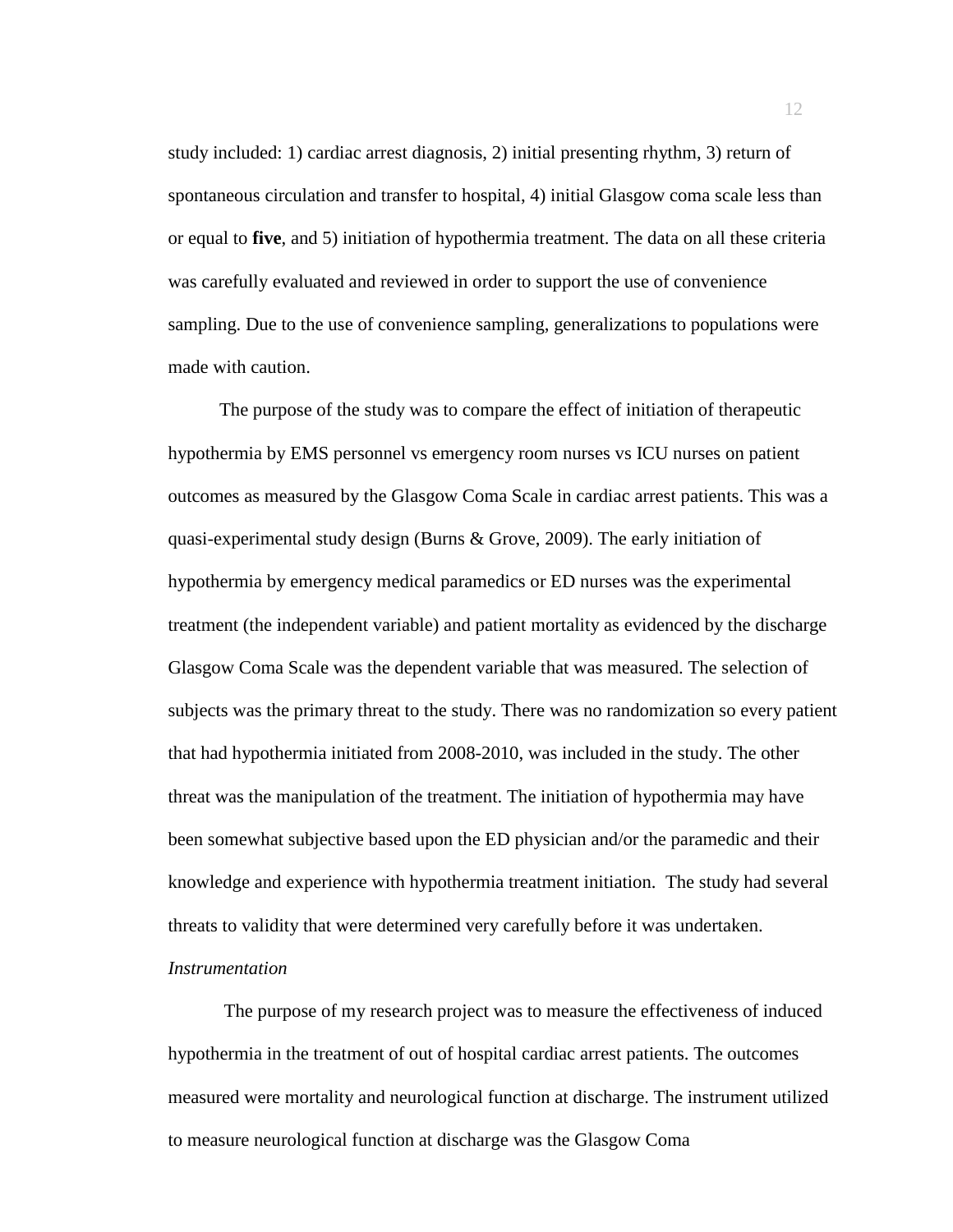study included: 1) cardiac arrest diagnosis, 2) initial presenting rhythm, 3) return of spontaneous circulation and transfer to hospital, 4) initial Glasgow coma scale less than or equal to **five**, and 5) initiation of hypothermia treatment. The data on all these criteria was carefully evaluated and reviewed in order to support the use of convenience sampling. Due to the use of convenience sampling, generalizations to populations were made with caution.

The purpose of the study was to compare the effect of initiation of therapeutic hypothermia by EMS personnel vs emergency room nurses vs ICU nurses on patient outcomes as measured by the Glasgow Coma Scale in cardiac arrest patients. This was a quasi-experimental study design (Burns & Grove, 2009). The early initiation of hypothermia by emergency medical paramedics or ED nurses was the experimental treatment (the independent variable) and patient mortality as evidenced by the discharge Glasgow Coma Scale was the dependent variable that was measured. The selection of subjects was the primary threat to the study. There was no randomization so every patient that had hypothermia initiated from 2008-2010, was included in the study. The other threat was the manipulation of the treatment. The initiation of hypothermia may have been somewhat subjective based upon the ED physician and/or the paramedic and their knowledge and experience with hypothermia treatment initiation. The study had several threats to validity that were determined very carefully before it was undertaken.

*Instrumentation*

The purpose of my research project was to measure the effectiveness of induced hypothermia in the treatment of out of hospital cardiac arrest patients. The outcomes measured were mortality and neurological function at discharge. The instrument utilized to measure neurological function at discharge was the Glasgow Coma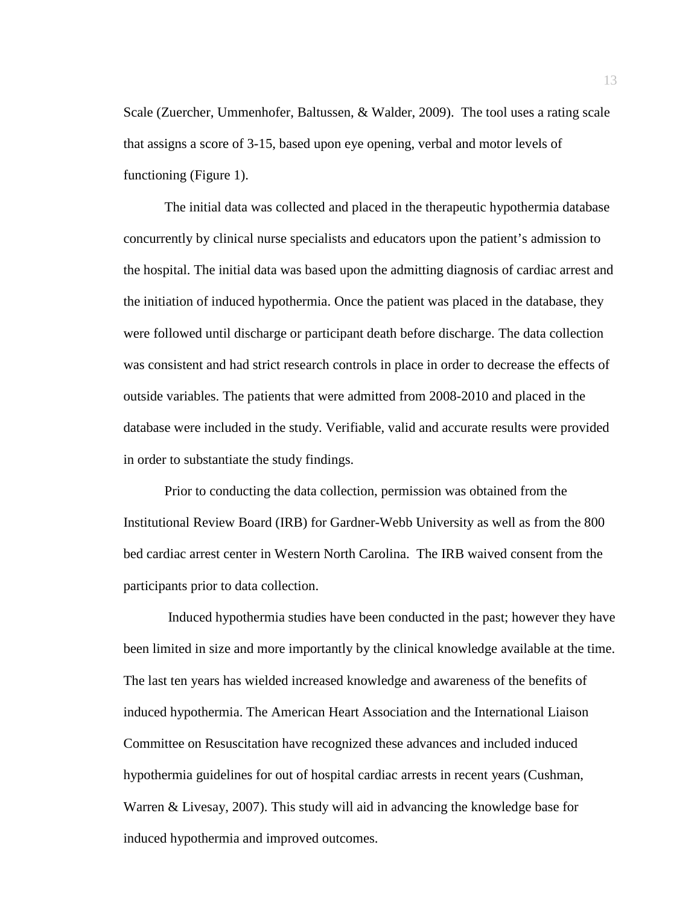Scale (Zuercher, Ummenhofer, Baltussen, & Walder, 2009). The tool uses a rating scale that assigns a score of 3-15, based upon eye opening, verbal and motor levels of functioning (Figure 1).

The initial data was collected and placed in the therapeutic hypothermia database concurrently by clinical nurse specialists and educators upon the patient's admission to the hospital. The initial data was based upon the admitting diagnosis of cardiac arrest and the initiation of induced hypothermia. Once the patient was placed in the database, they were followed until discharge or participant death before discharge. The data collection was consistent and had strict research controls in place in order to decrease the effects of outside variables. The patients that were admitted from 2008-2010 and placed in the database were included in the study. Verifiable, valid and accurate results were provided in order to substantiate the study findings.

Prior to conducting the data collection, permission was obtained from the Institutional Review Board (IRB) for Gardner-Webb University as well as from the 800 bed cardiac arrest center in Western North Carolina. The IRB waived consent from the participants prior to data collection.

Induced hypothermia studies have been conducted in the past; however they have been limited in size and more importantly by the clinical knowledge available at the time. The last ten years has wielded increased knowledge and awareness of the benefits of induced hypothermia. The American Heart Association and the International Liaison Committee on Resuscitation have recognized these advances and included induced hypothermia guidelines for out of hospital cardiac arrests in recent years (Cushman, Warren & Livesay, 2007). This study will aid in advancing the knowledge base for induced hypothermia and improved outcomes.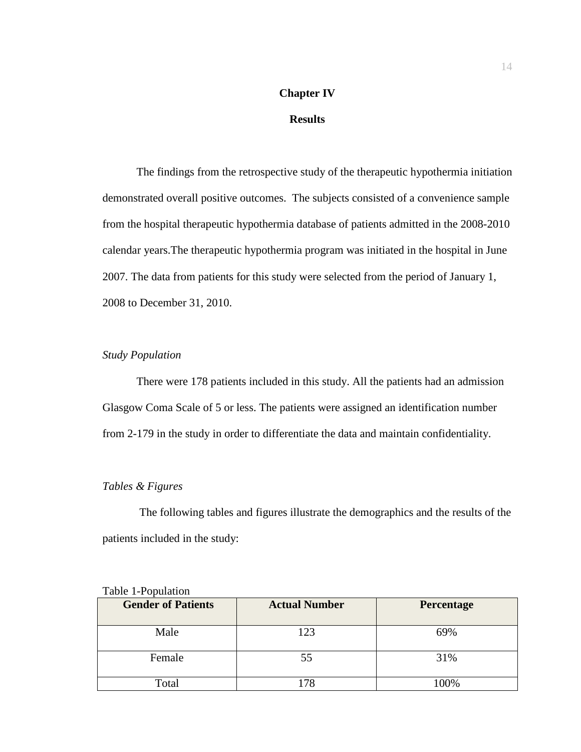# Chapter IV

## Results

The findings from the retrospective study of the therapeutic hypothermia initiation demonstrated overall positive outcomes. The subjects consisted of a convenience sample from the hospital therapeutic hypothermia database of patients admitted in the 2008-2010 calendar years.The therapeutic hypothermia program was initiated in the hospital in June 2007. The data from patients for this study were selected from the period of January 1, 2008 to December 31, 2010.

*Study Population*

There were 178 patients included in this study. All the patients had an admission Glasgow Coma Scale of 5 or less. The patients were assigned an identification number from 2-179 in the study in order to differentiate the data and maintain confidentiality.

*Tables & Figures*

The following tables and figures illustrate the demographics and the results of the patients included in the study:

Table 1-Population

| Gender of Patients | Actual Number | Percentage |
|---|---|---|
| Male | 123 | 69% |
| Female | 55 | 31% |
| Total | 178 | 100% |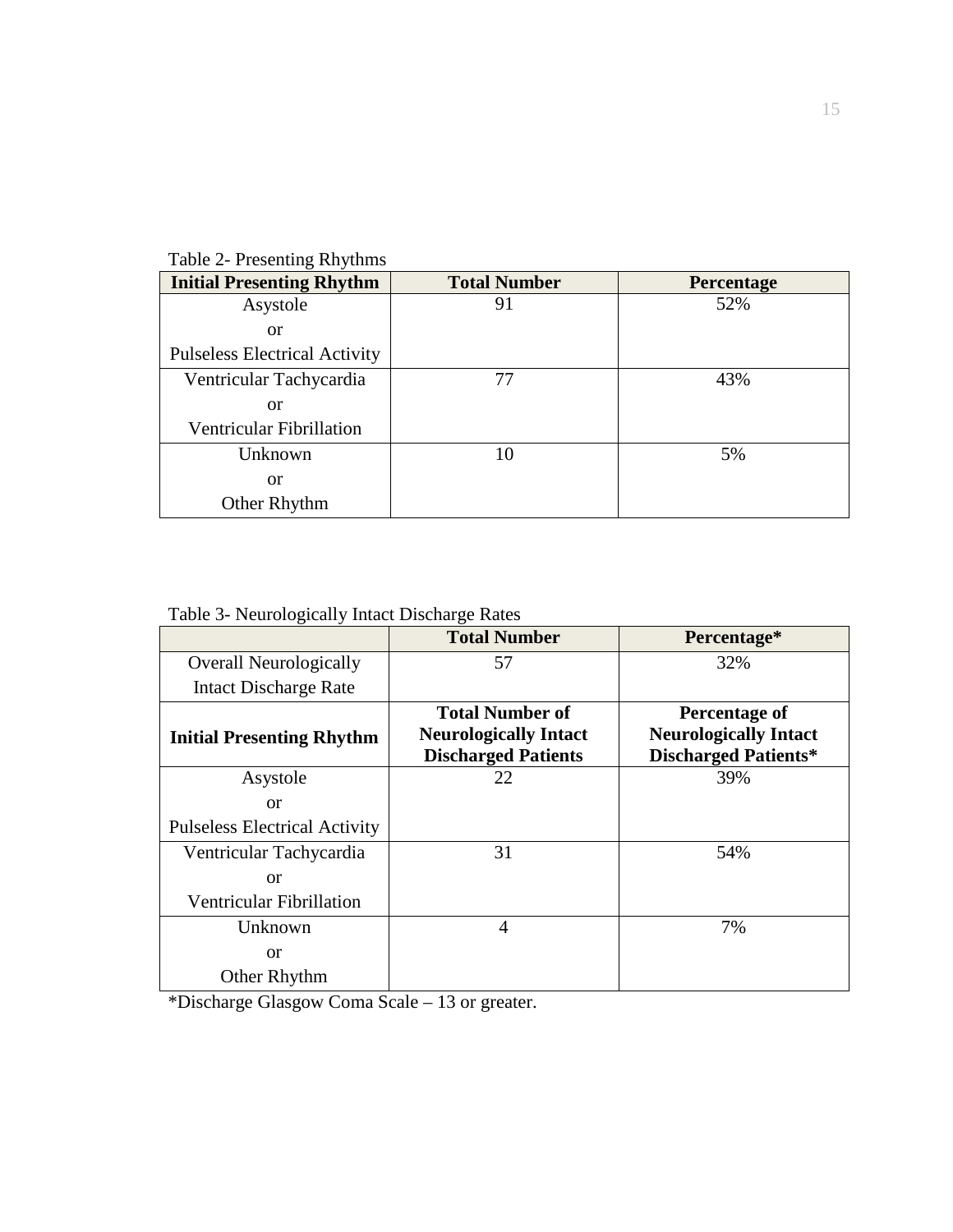Table 2- Presenting Rhythms

| Initial Presenting Rhythm | Total Number | Percentage |
|---|---|---|
| Asystole or Pulseless Electrical Activity | 91 | 52% |
| Ventricular Tachycardia or Ventricular Fibrillation | 77 | 43% |
| Unknown or Other Rhythm | 10 | 5% |

Table 3- Neurologically Intact Discharge Rates

| | Total Number | Percentage* |
|---|---|---|
| Overall Neurologically Intact Discharge Rate | 57 | 32% |
| **Initial Presenting Rhythm** | **Total Number of Neurologically Intact Discharged Patients** | **Percentage of Neurologically Intact Discharged Patients*** |
| Asystole or Pulseless Electrical Activity | 22 | 39% |
| Ventricular Tachycardia or Ventricular Fibrillation | 31 | 54% |
| Unknown or Other Rhythm | 4 | 7% |

*Discharge Glasgow Coma Scale – 13 or greater.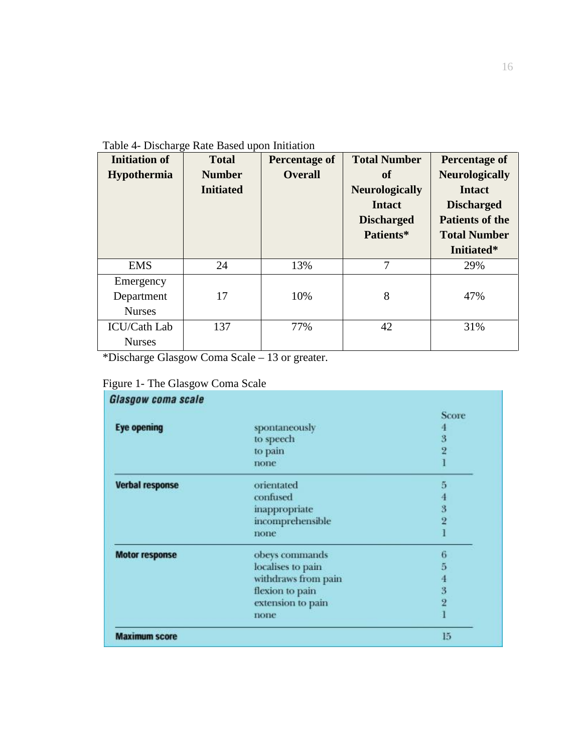Table 4- Discharge Rate Based upon Initiation

| Initiation of Hypothermia | Total Number Initiated | Percentage of Overall | Total Number of Neurologically Intact Discharged Patients* | Percentage of Neurologically Intact Discharged Patients of the Total Number Initiated* |
|---|---|---|---|---|
| EMS | 24 | 13% | 7 | 29% |
| Emergency Department Nurses | 17 | 10% | 8 | 47% |
| ICU/Cath Lab Nurses | 137 | 77% | 42 | 31% |

*Discharge Glasgow Coma Scale – 13 or greater.

Figure 1- The Glasgow Coma Scale

***Glasgow coma scale***

| | | Score |
|---|---|---|
| **Eye opening** | spontaneously | 4 |
| | to speech | 3 |
| | to pain | 2 |
| | none | 1 |
| **Verbal response** | orientated | 5 |
| | confused | 4 |
| | inappropriate | 3 |
| | incomprehensible | 2 |
| | none | 1 |
| **Motor response** | obeys commands | 6 |
| | localises to pain | 5 |
| | withdraws from pain | 4 |
| | flexion to pain | 3 |
| | extension to pain | 2 |
| | none | 1 |
| **Maximum score** | | 15 |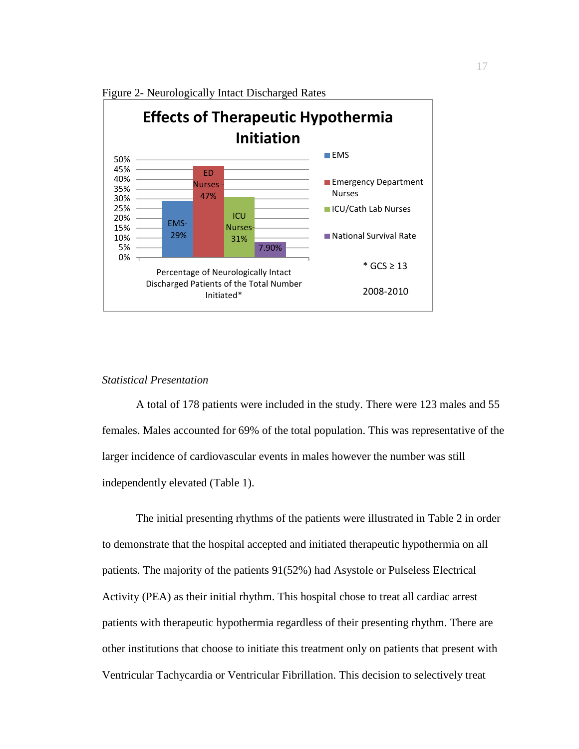Figure 2- Neurologically Intact Discharged Rates

*Statistical Presentation*

A total of 178 patients were included in the study. There were 123 males and 55 females. Males accounted for 69% of the total population. This was representative of the larger incidence of cardiovascular events in males however the number was still independently elevated (Table 1).

The initial presenting rhythms of the patients were illustrated in Table 2 in order to demonstrate that the hospital accepted and initiated therapeutic hypothermia on all patients. The majority of the patients 91(52%) had Asystole or Pulseless Electrical Activity (PEA) as their initial rhythm. This hospital chose to treat all cardiac arrest patients with therapeutic hypothermia regardless of their presenting rhythm. There are other institutions that choose to initiate this treatment only on patients that present with Ventricular Tachycardia or Ventricular Fibrillation. This decision to selectively treat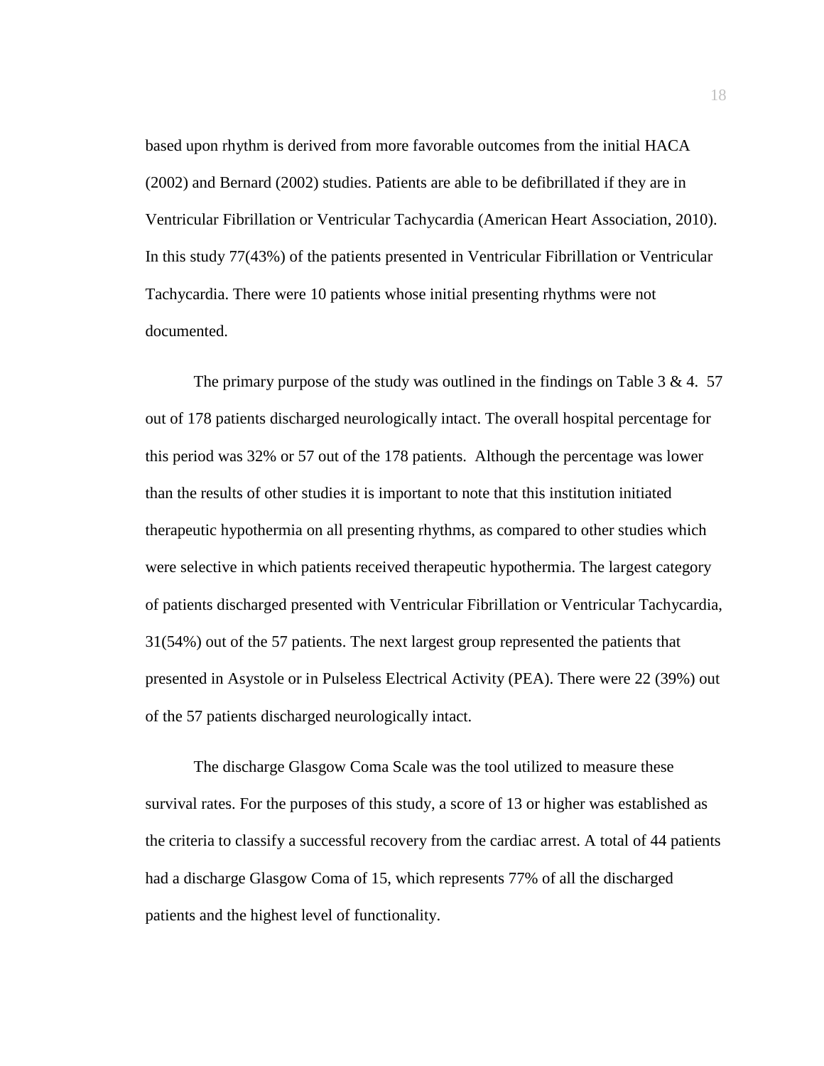based upon rhythm is derived from more favorable outcomes from the initial HACA (2002) and Bernard (2002) studies. Patients are able to be defibrillated if they are in Ventricular Fibrillation or Ventricular Tachycardia (American Heart Association, 2010). In this study 77(43%) of the patients presented in Ventricular Fibrillation or Ventricular Tachycardia. There were 10 patients whose initial presenting rhythms were not documented.

The primary purpose of the study was outlined in the findings on Table 3 & 4. 57 out of 178 patients discharged neurologically intact. The overall hospital percentage for this period was 32% or 57 out of the 178 patients. Although the percentage was lower than the results of other studies it is important to note that this institution initiated therapeutic hypothermia on all presenting rhythms, as compared to other studies which were selective in which patients received therapeutic hypothermia. The largest category of patients discharged presented with Ventricular Fibrillation or Ventricular Tachycardia, 31(54%) out of the 57 patients. The next largest group represented the patients that presented in Asystole or in Pulseless Electrical Activity (PEA). There were 22 (39%) out of the 57 patients discharged neurologically intact.

The discharge Glasgow Coma Scale was the tool utilized to measure these survival rates. For the purposes of this study, a score of 13 or higher was established as the criteria to classify a successful recovery from the cardiac arrest. A total of 44 patients had a discharge Glasgow Coma of 15, which represents 77% of all the discharged patients and the highest level of functionality.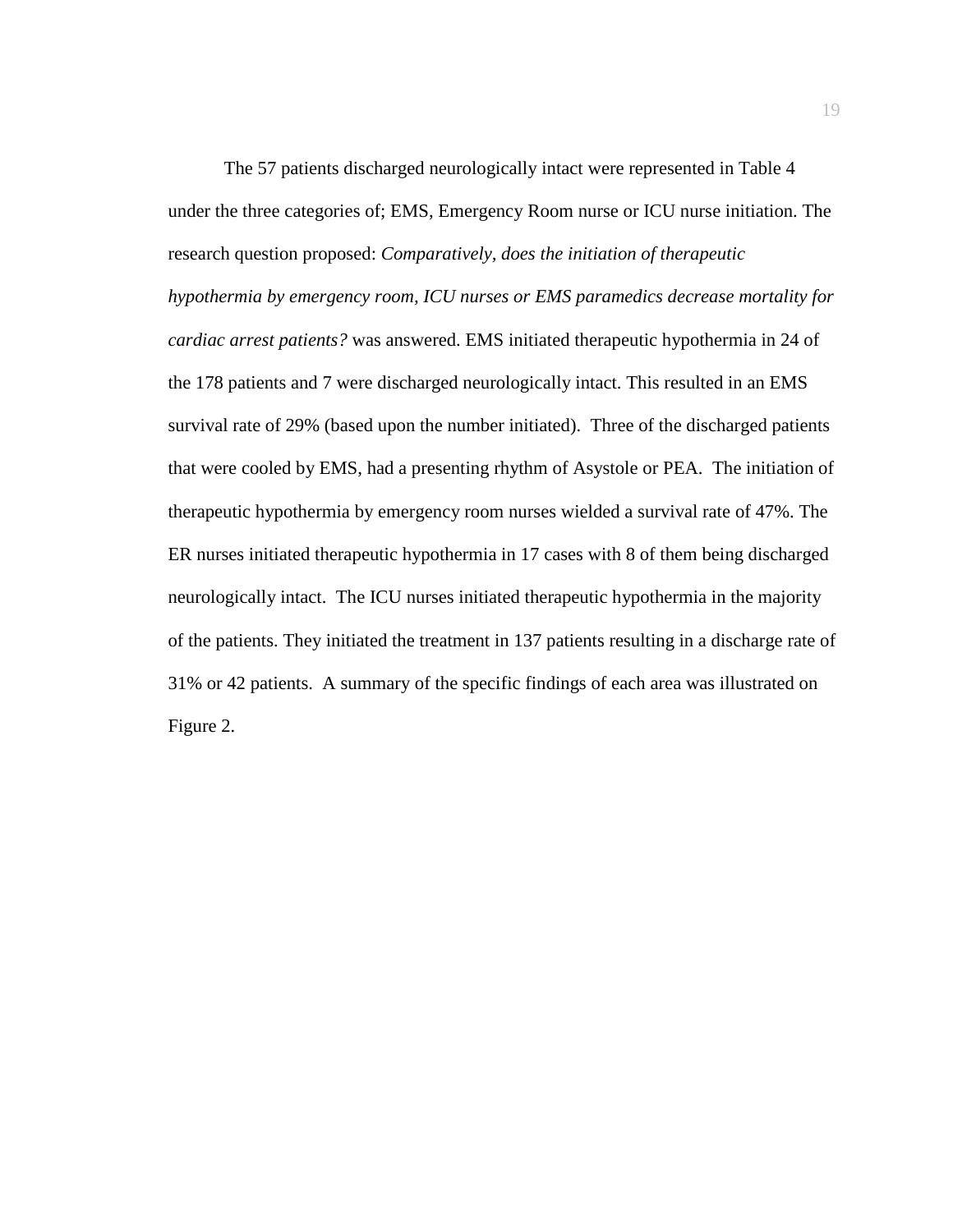The 57 patients discharged neurologically intact were represented in Table 4 under the three categories of; EMS, Emergency Room nurse or ICU nurse initiation. The research question proposed: *Comparatively, does the initiation of therapeutic hypothermia by emergency room, ICU nurses or EMS paramedics decrease mortality for cardiac arrest patients?* was answered. EMS initiated therapeutic hypothermia in 24 of the 178 patients and 7 were discharged neurologically intact. This resulted in an EMS survival rate of 29% (based upon the number initiated). Three of the discharged patients that were cooled by EMS, had a presenting rhythm of Asystole or PEA. The initiation of therapeutic hypothermia by emergency room nurses wielded a survival rate of 47%. The ER nurses initiated therapeutic hypothermia in 17 cases with 8 of them being discharged neurologically intact. The ICU nurses initiated therapeutic hypothermia in the majority of the patients. They initiated the treatment in 137 patients resulting in a discharge rate of 31% or 42 patients. A summary of the specific findings of each area was illustrated on Figure 2.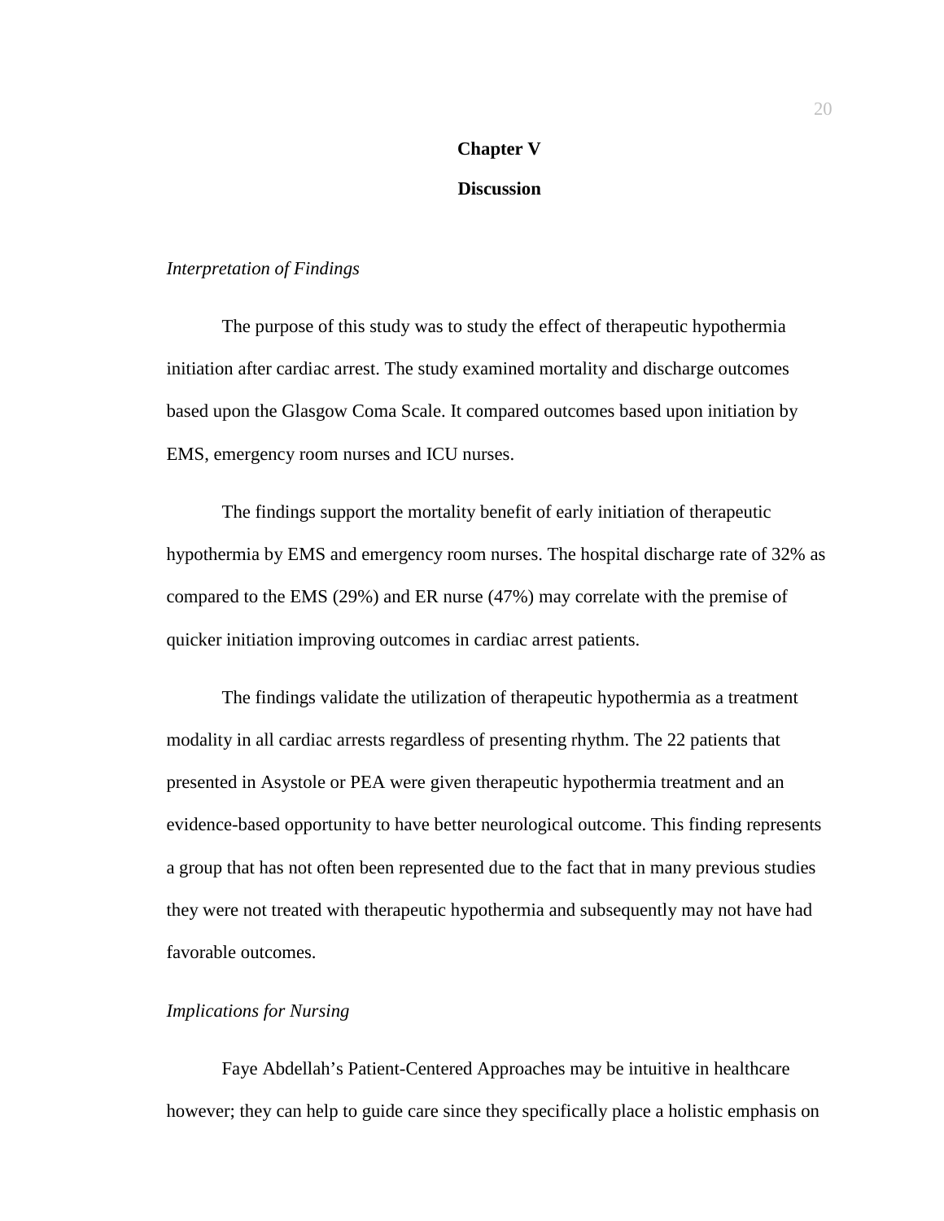# Chapter V

## Discussion

*Interpretation of Findings*

The purpose of this study was to study the effect of therapeutic hypothermia initiation after cardiac arrest. The study examined mortality and discharge outcomes based upon the Glasgow Coma Scale. It compared outcomes based upon initiation by EMS, emergency room nurses and ICU nurses.

The findings support the mortality benefit of early initiation of therapeutic hypothermia by EMS and emergency room nurses. The hospital discharge rate of 32% as compared to the EMS (29%) and ER nurse (47%) may correlate with the premise of quicker initiation improving outcomes in cardiac arrest patients.

The findings validate the utilization of therapeutic hypothermia as a treatment modality in all cardiac arrests regardless of presenting rhythm. The 22 patients that presented in Asystole or PEA were given therapeutic hypothermia treatment and an evidence-based opportunity to have better neurological outcome. This finding represents a group that has not often been represented due to the fact that in many previous studies they were not treated with therapeutic hypothermia and subsequently may not have had favorable outcomes.

*Implications for Nursing*

Faye Abdellah's Patient-Centered Approaches may be intuitive in healthcare however; they can help to guide care since they specifically place a holistic emphasis on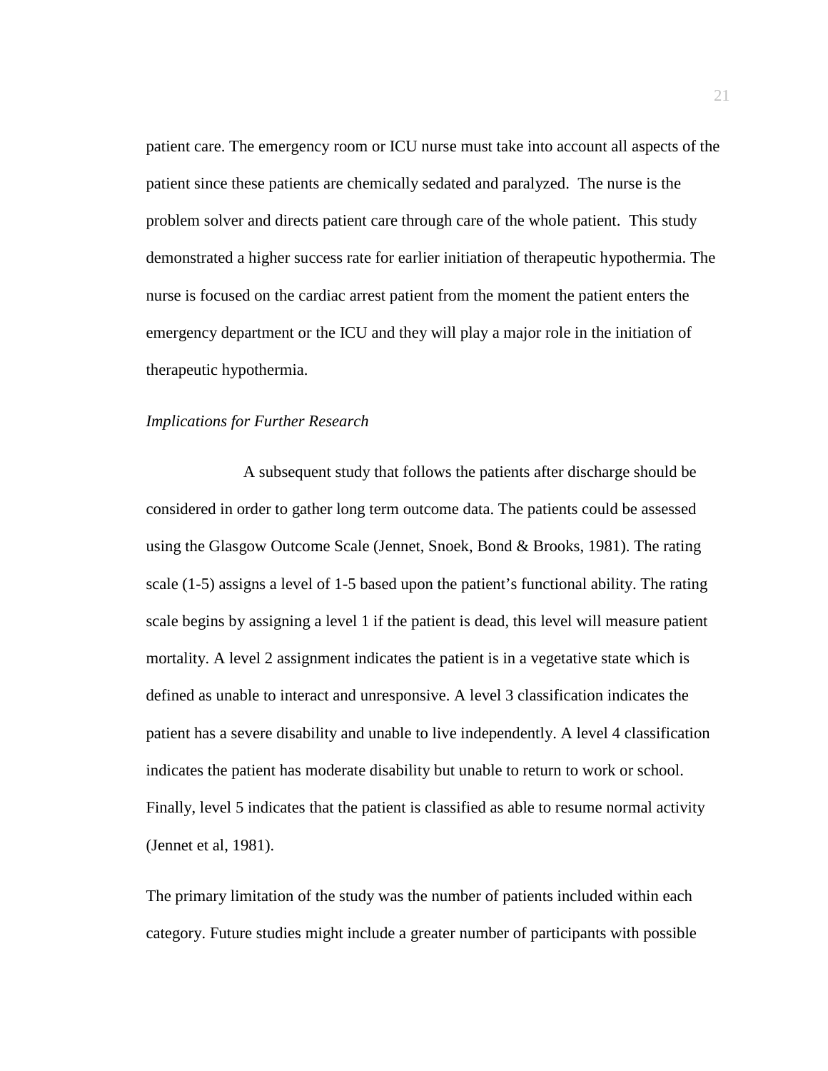patient care. The emergency room or ICU nurse must take into account all aspects of the patient since these patients are chemically sedated and paralyzed. The nurse is the problem solver and directs patient care through care of the whole patient. This study demonstrated a higher success rate for earlier initiation of therapeutic hypothermia. The nurse is focused on the cardiac arrest patient from the moment the patient enters the emergency department or the ICU and they will play a major role in the initiation of therapeutic hypothermia.

*Implications for Further Research*

A subsequent study that follows the patients after discharge should be considered in order to gather long term outcome data. The patients could be assessed using the Glasgow Outcome Scale (Jennet, Snoek, Bond & Brooks, 1981). The rating scale (1-5) assigns a level of 1-5 based upon the patient's functional ability. The rating scale begins by assigning a level 1 if the patient is dead, this level will measure patient mortality. A level 2 assignment indicates the patient is in a vegetative state which is defined as unable to interact and unresponsive. A level 3 classification indicates the patient has a severe disability and unable to live independently. A level 4 classification indicates the patient has moderate disability but unable to return to work or school. Finally, level 5 indicates that the patient is classified as able to resume normal activity (Jennet et al, 1981).

The primary limitation of the study was the number of patients included within each category. Future studies might include a greater number of participants with possible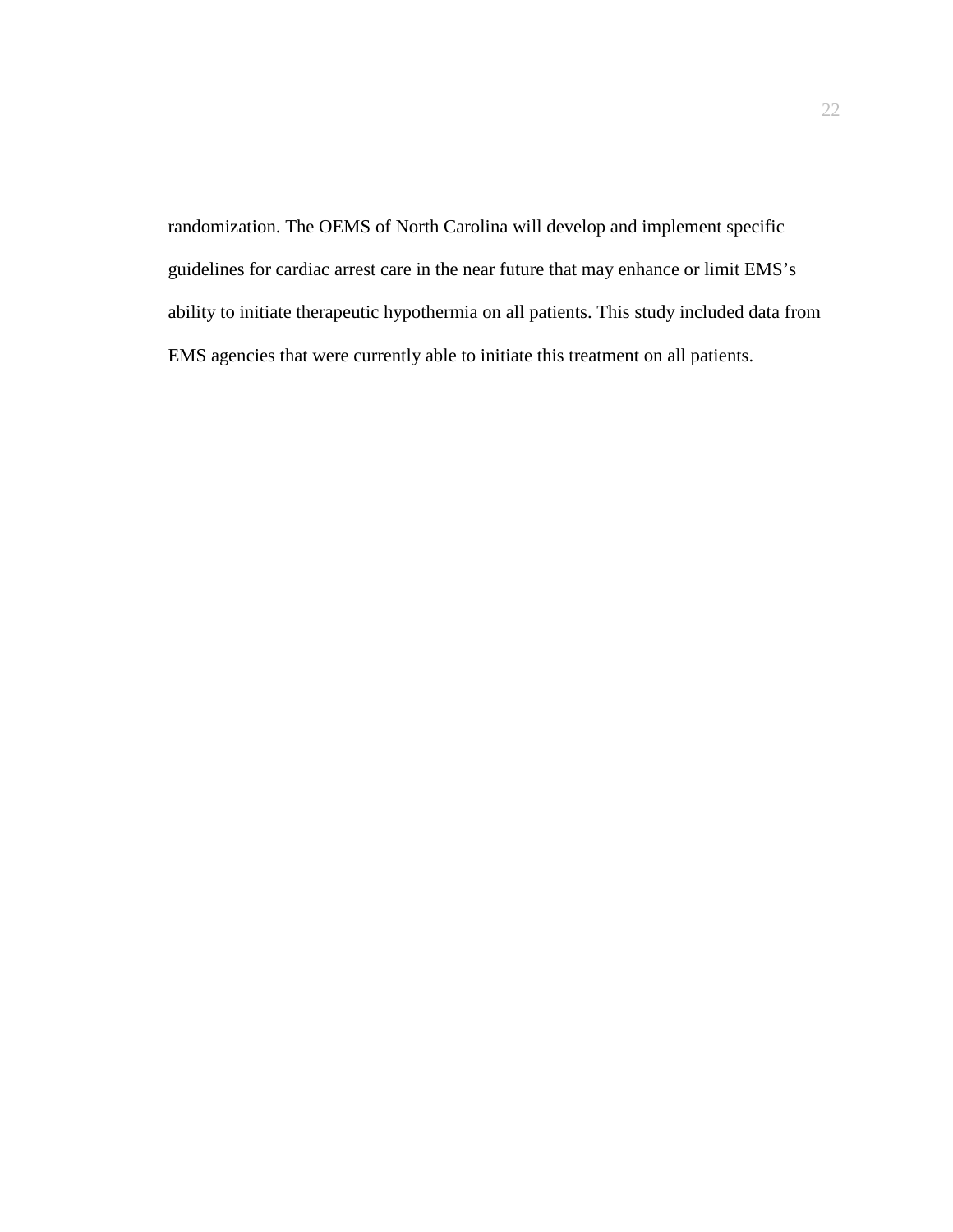randomization. The OEMS of North Carolina will develop and implement specific guidelines for cardiac arrest care in the near future that may enhance or limit EMS's ability to initiate therapeutic hypothermia on all patients. This study included data from EMS agencies that were currently able to initiate this treatment on all patients.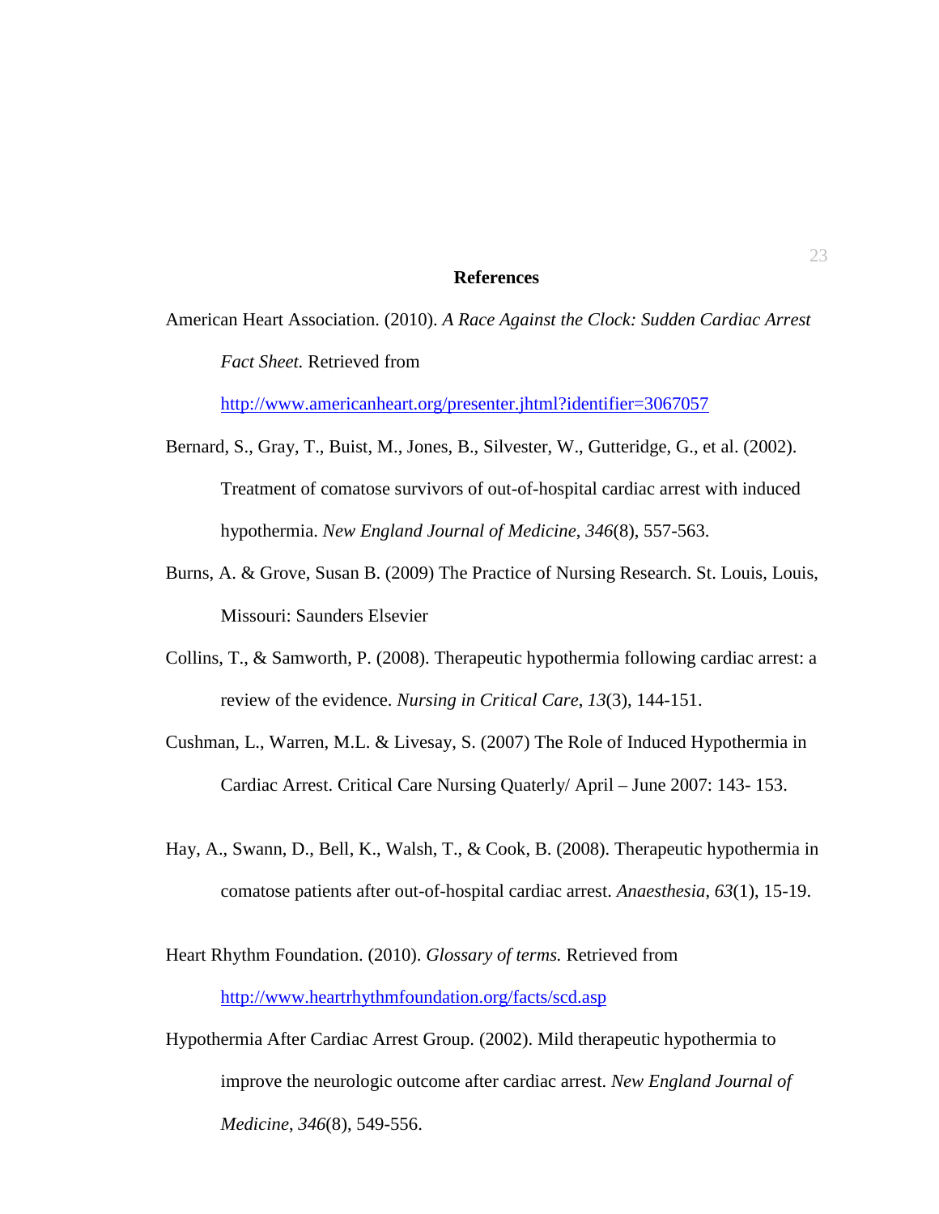## References

American Heart Association. (2010). *A Race Against the Clock: Sudden Cardiac Arrest Fact Sheet.* Retrieved from http://www.americanheart.org/presenter.jhtml?identifier=3067057

Bernard, S., Gray, T., Buist, M., Jones, B., Silvester, W., Gutteridge, G., et al. (2002). Treatment of comatose survivors of out-of-hospital cardiac arrest with induced hypothermia. *New England Journal of Medicine*, *346*(8), 557-563.

Burns, A. & Grove, Susan B. (2009) The Practice of Nursing Research. St. Louis, Louis, Missouri: Saunders Elsevier

Collins, T., & Samworth, P. (2008). Therapeutic hypothermia following cardiac arrest: a review of the evidence. *Nursing in Critical Care*, *13*(3), 144-151.

Cushman, L., Warren, M.L. & Livesay, S. (2007) The Role of Induced Hypothermia in Cardiac Arrest. Critical Care Nursing Quaterly/ April – June 2007: 143- 153.

Hay, A., Swann, D., Bell, K., Walsh, T., & Cook, B. (2008). Therapeutic hypothermia in comatose patients after out-of-hospital cardiac arrest. *Anaesthesia*, *63*(1), 15-19.

Heart Rhythm Foundation. (2010). *Glossary of terms.* Retrieved from http://www.heartrhythmfoundation.org/facts/scd.asp

Hypothermia After Cardiac Arrest Group. (2002). Mild therapeutic hypothermia to improve the neurologic outcome after cardiac arrest. *New England Journal of Medicine*, *346*(8), 549-556.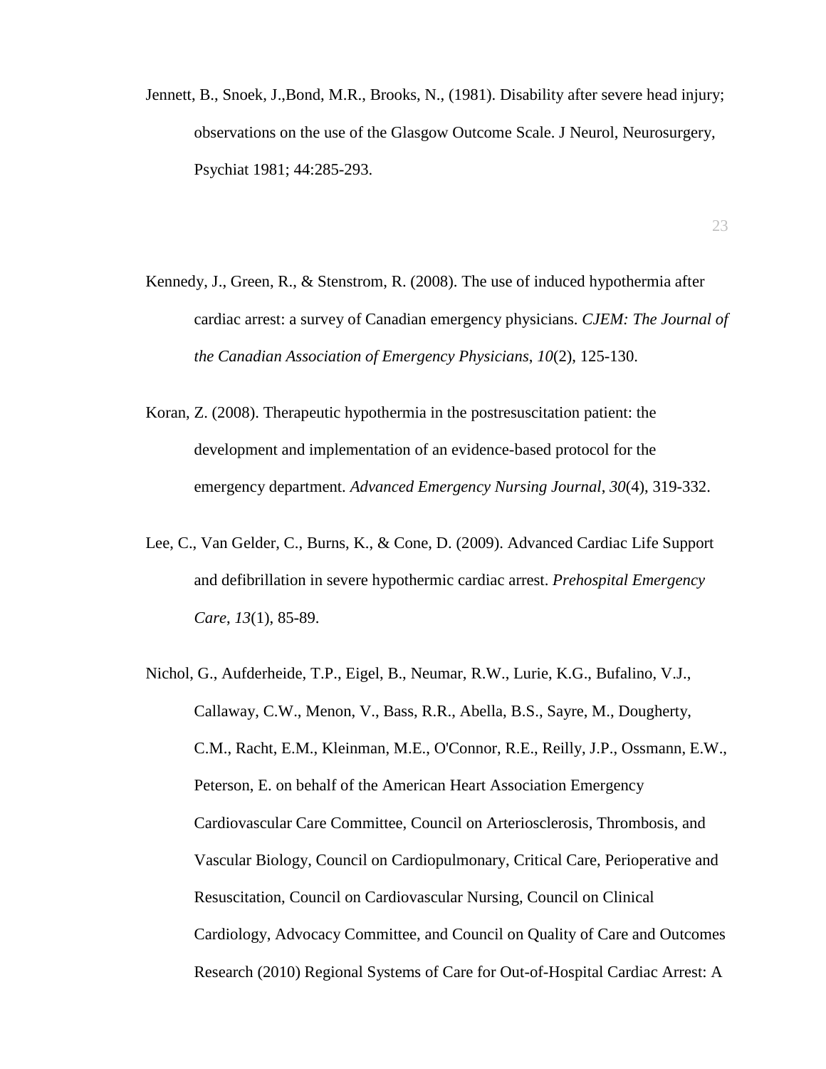Jennett, B., Snoek, J.,Bond, M.R., Brooks, N., (1981). Disability after severe head injury; observations on the use of the Glasgow Outcome Scale. J Neurol, Neurosurgery, Psychiat 1981; 44:285-293.

Kennedy, J., Green, R., & Stenstrom, R. (2008). The use of induced hypothermia after cardiac arrest: a survey of Canadian emergency physicians. *CJEM: The Journal of the Canadian Association of Emergency Physicians*, *10*(2), 125-130.

Koran, Z. (2008). Therapeutic hypothermia in the postresuscitation patient: the development and implementation of an evidence-based protocol for the emergency department. *Advanced Emergency Nursing Journal*, *30*(4), 319-332.

Lee, C., Van Gelder, C., Burns, K., & Cone, D. (2009). Advanced Cardiac Life Support and defibrillation in severe hypothermic cardiac arrest. *Prehospital Emergency Care*, *13*(1), 85-89.

Nichol, G., Aufderheide, T.P., Eigel, B., Neumar, R.W., Lurie, K.G., Bufalino, V.J., Callaway, C.W., Menon, V., Bass, R.R., Abella, B.S., Sayre, M., Dougherty, C.M., Racht, E.M., Kleinman, M.E., O'Connor, R.E., Reilly, J.P., Ossmann, E.W., Peterson, E. on behalf of the American Heart Association Emergency Cardiovascular Care Committee, Council on Arteriosclerosis, Thrombosis, and Vascular Biology, Council on Cardiopulmonary, Critical Care, Perioperative and Resuscitation, Council on Cardiovascular Nursing, Council on Clinical Cardiology, Advocacy Committee, and Council on Quality of Care and Outcomes Research (2010) Regional Systems of Care for Out-of-Hospital Cardiac Arrest: A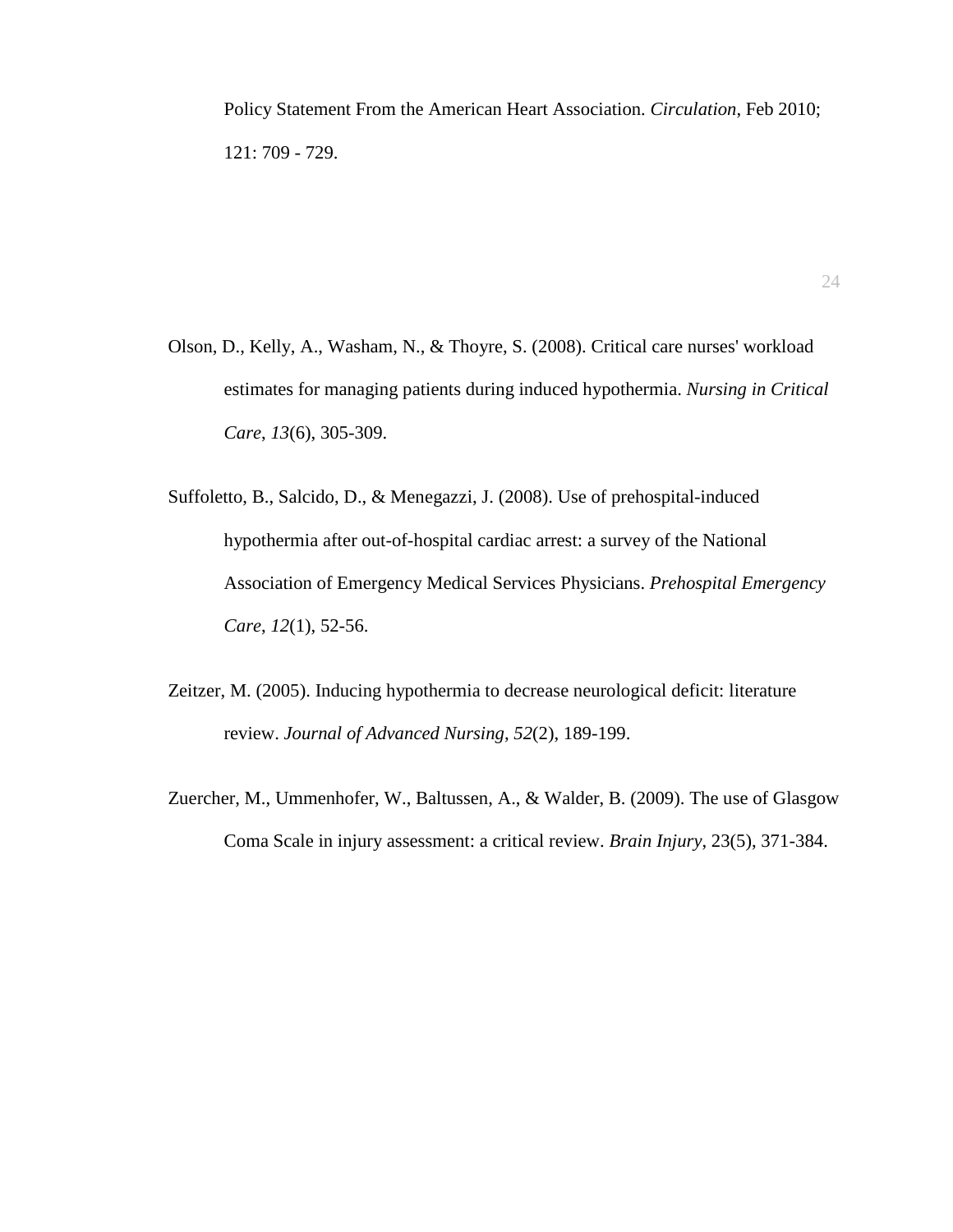Policy Statement From the American Heart Association. *Circulation*, Feb 2010; 121: 709 - 729.

Olson, D., Kelly, A., Washam, N., & Thoyre, S. (2008). Critical care nurses' workload estimates for managing patients during induced hypothermia. *Nursing in Critical Care*, *13*(6), 305-309.

Suffoletto, B., Salcido, D., & Menegazzi, J. (2008). Use of prehospital-induced hypothermia after out-of-hospital cardiac arrest: a survey of the National Association of Emergency Medical Services Physicians. *Prehospital Emergency Care*, *12*(1), 52-56.

Zeitzer, M. (2005). Inducing hypothermia to decrease neurological deficit: literature review. *Journal of Advanced Nursing*, *52*(2), 189-199.

Zuercher, M., Ummenhofer, W., Baltussen, A., & Walder, B. (2009). The use of Glasgow Coma Scale in injury assessment: a critical review. *Brain Injury*, 23(5), 371-384.